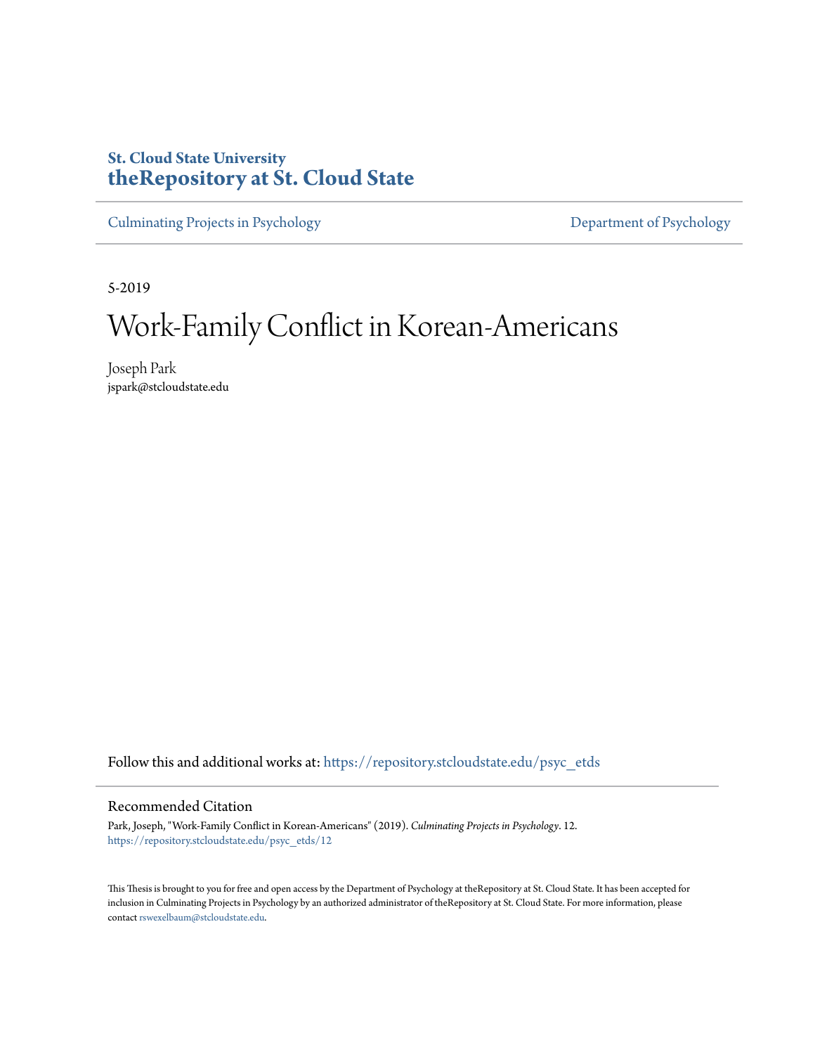**St. Cloud State University**
**theRepository at St. Cloud State**

Culminating Projects in Psychology | Department of Psychology

5-2019

# Work-Family Conflict in Korean-Americans

Joseph Park
jspark@stcloudstate.edu

Follow this and additional works at: https://repository.stcloudstate.edu/psyc_etds

## Recommended Citation

Park, Joseph, "Work-Family Conflict in Korean-Americans" (2019). *Culminating Projects in Psychology*. 12.
https://repository.stcloudstate.edu/psyc_etds/12

This Thesis is brought to you for free and open access by the Department of Psychology at theRepository at St. Cloud State. It has been accepted for inclusion in Culminating Projects in Psychology by an authorized administrator of theRepository at St. Cloud State. For more information, please contact rswexelbaum@stcloudstate.edu.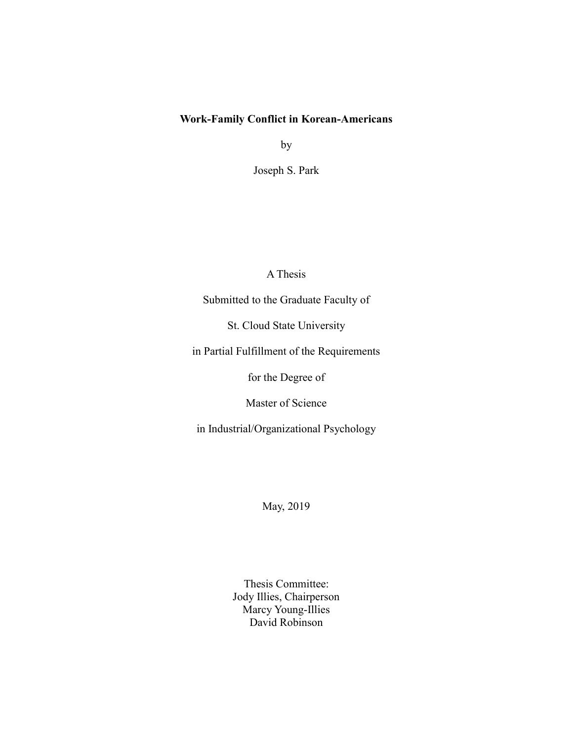**Work-Family Conflict in Korean-Americans**

by

Joseph S. Park

A Thesis

Submitted to the Graduate Faculty of

St. Cloud State University

in Partial Fulfillment of the Requirements

for the Degree of

Master of Science

in Industrial/Organizational Psychology

May, 2019

Thesis Committee:
Jody Illies, Chairperson
Marcy Young-Illies
David Robinson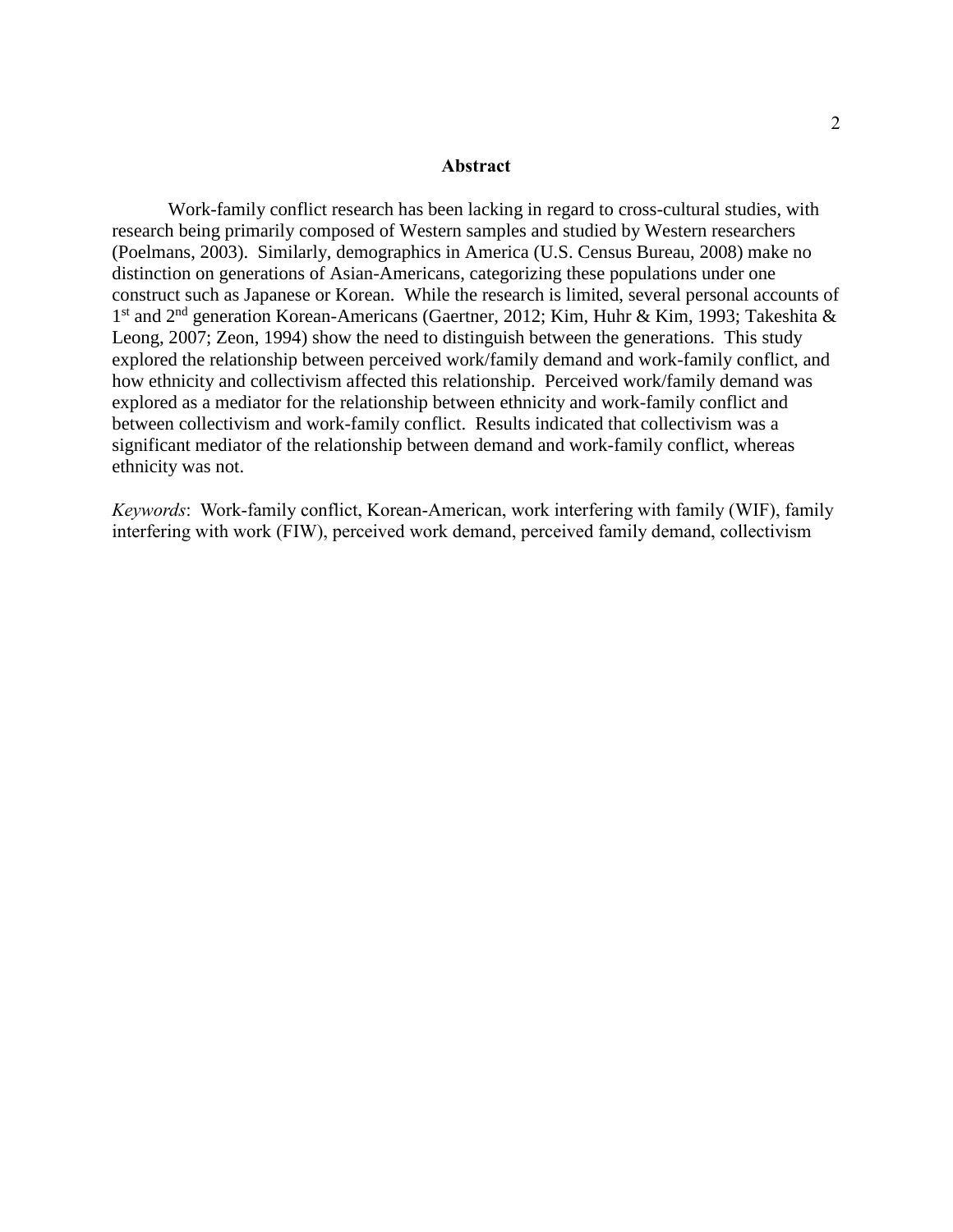# Abstract

Work-family conflict research has been lacking in regard to cross-cultural studies, with research being primarily composed of Western samples and studied by Western researchers (Poelmans, 2003). Similarly, demographics in America (U.S. Census Bureau, 2008) make no distinction on generations of Asian-Americans, categorizing these populations under one construct such as Japanese or Korean. While the research is limited, several personal accounts of 1st and 2nd generation Korean-Americans (Gaertner, 2012; Kim, Huhr & Kim, 1993; Takeshita & Leong, 2007; Zeon, 1994) show the need to distinguish between the generations. This study explored the relationship between perceived work/family demand and work-family conflict, and how ethnicity and collectivism affected this relationship. Perceived work/family demand was explored as a mediator for the relationship between ethnicity and work-family conflict and between collectivism and work-family conflict. Results indicated that collectivism was a significant mediator of the relationship between demand and work-family conflict, whereas ethnicity was not.

*Keywords*: Work-family conflict, Korean-American, work interfering with family (WIF), family interfering with work (FIW), perceived work demand, perceived family demand, collectivism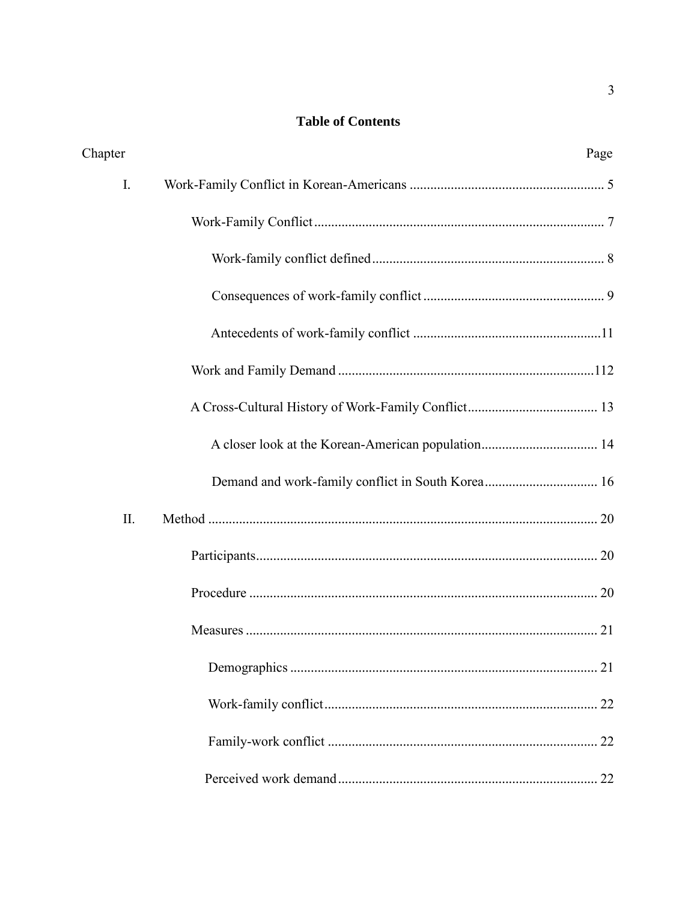**Table of Contents**

| Chapter | | Page |
|---|---|---|
| I. | Work-Family Conflict in Korean-Americans | 5 |
| | Work-Family Conflict | 7 |
| | Work-family conflict defined | 8 |
| | Consequences of work-family conflict | 9 |
| | Antecedents of work-family conflict | 11 |
| | Work and Family Demand | 112 |
| | A Cross-Cultural History of Work-Family Conflict | 13 |
| | A closer look at the Korean-American population | 14 |
| | Demand and work-family conflict in South Korea | 16 |
| II. | Method | 20 |
| | Participants | 20 |
| | Procedure | 20 |
| | Measures | 21 |
| | Demographics | 21 |
| | Work-family conflict | 22 |
| | Family-work conflict | 22 |
| | Perceived work demand | 22 |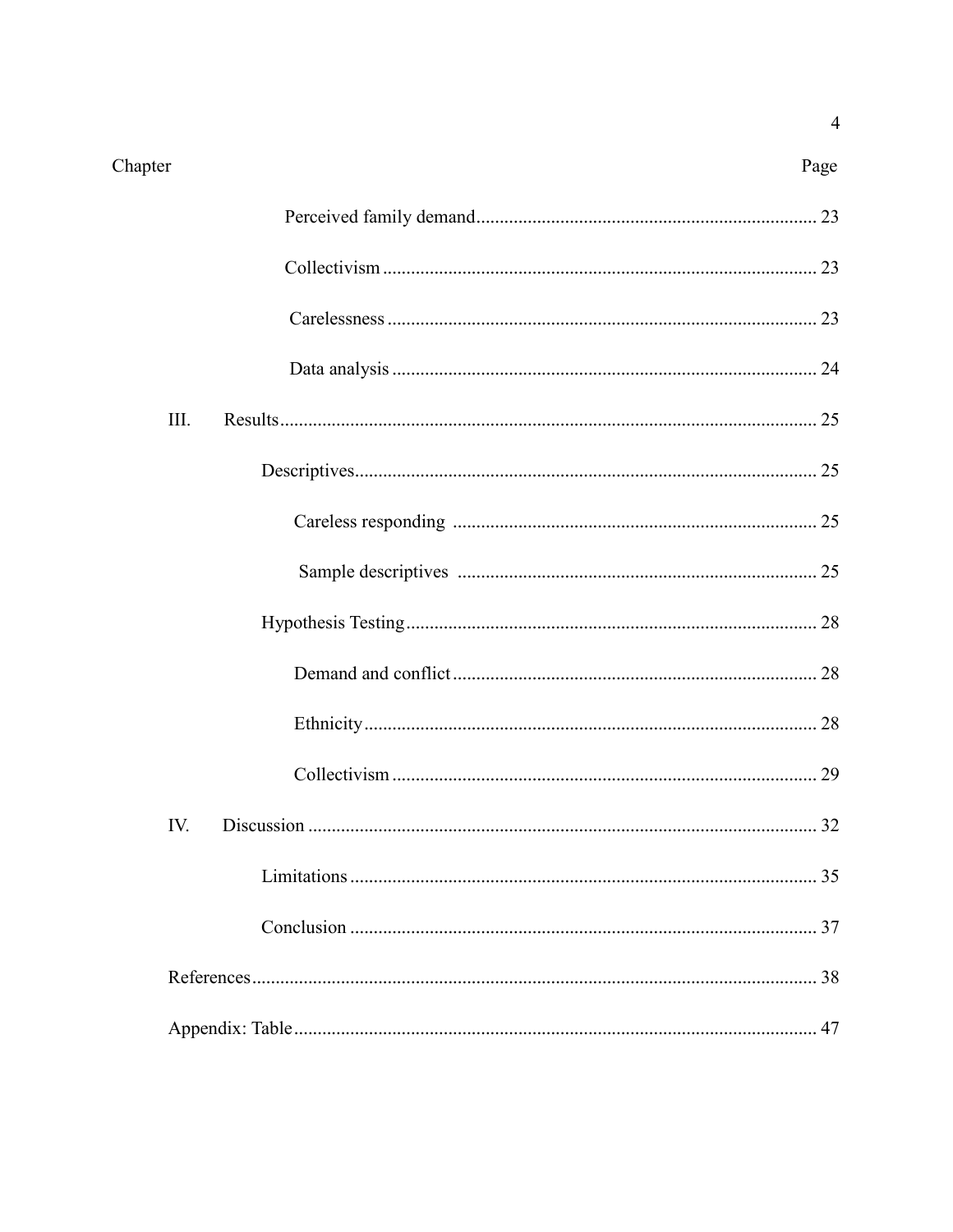| Chapter | | Page |
|---|---|---|
| | Perceived family demand | 23 |
| | Collectivism | 23 |
| | Carelessness | 23 |
| | Data analysis | 24 |
| III. | Results | 25 |
| | Descriptives | 25 |
| | Careless responding | 25 |
| | Sample descriptives | 25 |
| | Hypothesis Testing | 28 |
| | Demand and conflict | 28 |
| | Ethnicity | 28 |
| | Collectivism | 29 |
| IV. | Discussion | 32 |
| | Limitations | 35 |
| | Conclusion | 37 |
| References | | 38 |
| Appendix: Table | | 47 |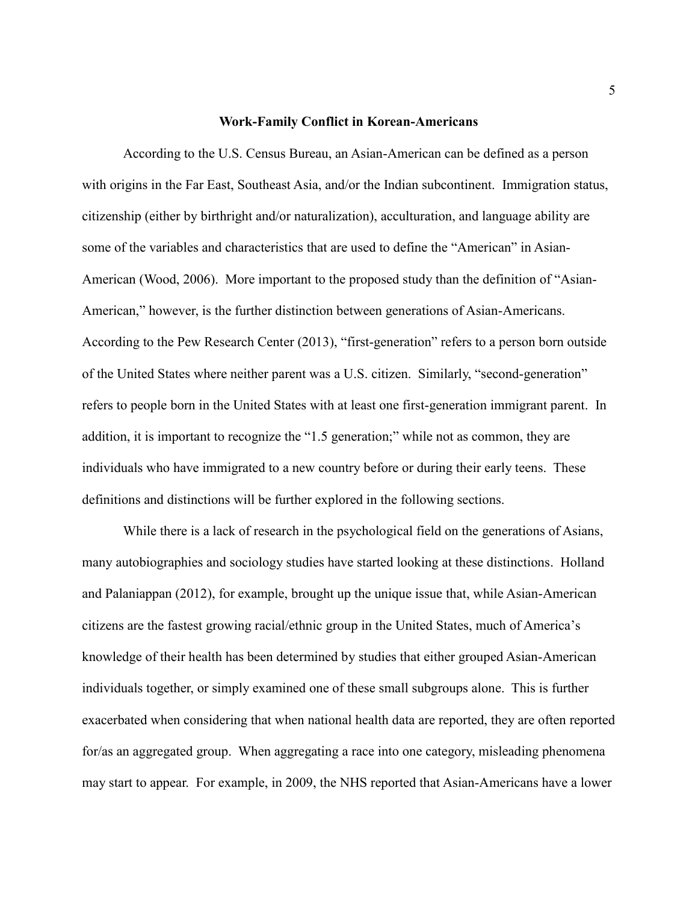## Work-Family Conflict in Korean-Americans

According to the U.S. Census Bureau, an Asian-American can be defined as a person with origins in the Far East, Southeast Asia, and/or the Indian subcontinent. Immigration status, citizenship (either by birthright and/or naturalization), acculturation, and language ability are some of the variables and characteristics that are used to define the "American" in Asian-American (Wood, 2006). More important to the proposed study than the definition of "Asian-American," however, is the further distinction between generations of Asian-Americans. According to the Pew Research Center (2013), "first-generation" refers to a person born outside of the United States where neither parent was a U.S. citizen. Similarly, "second-generation" refers to people born in the United States with at least one first-generation immigrant parent. In addition, it is important to recognize the "1.5 generation;" while not as common, they are individuals who have immigrated to a new country before or during their early teens. These definitions and distinctions will be further explored in the following sections.

While there is a lack of research in the psychological field on the generations of Asians, many autobiographies and sociology studies have started looking at these distinctions. Holland and Palaniappan (2012), for example, brought up the unique issue that, while Asian-American citizens are the fastest growing racial/ethnic group in the United States, much of America's knowledge of their health has been determined by studies that either grouped Asian-American individuals together, or simply examined one of these small subgroups alone. This is further exacerbated when considering that when national health data are reported, they are often reported for/as an aggregated group. When aggregating a race into one category, misleading phenomena may start to appear. For example, in 2009, the NHS reported that Asian-Americans have a lower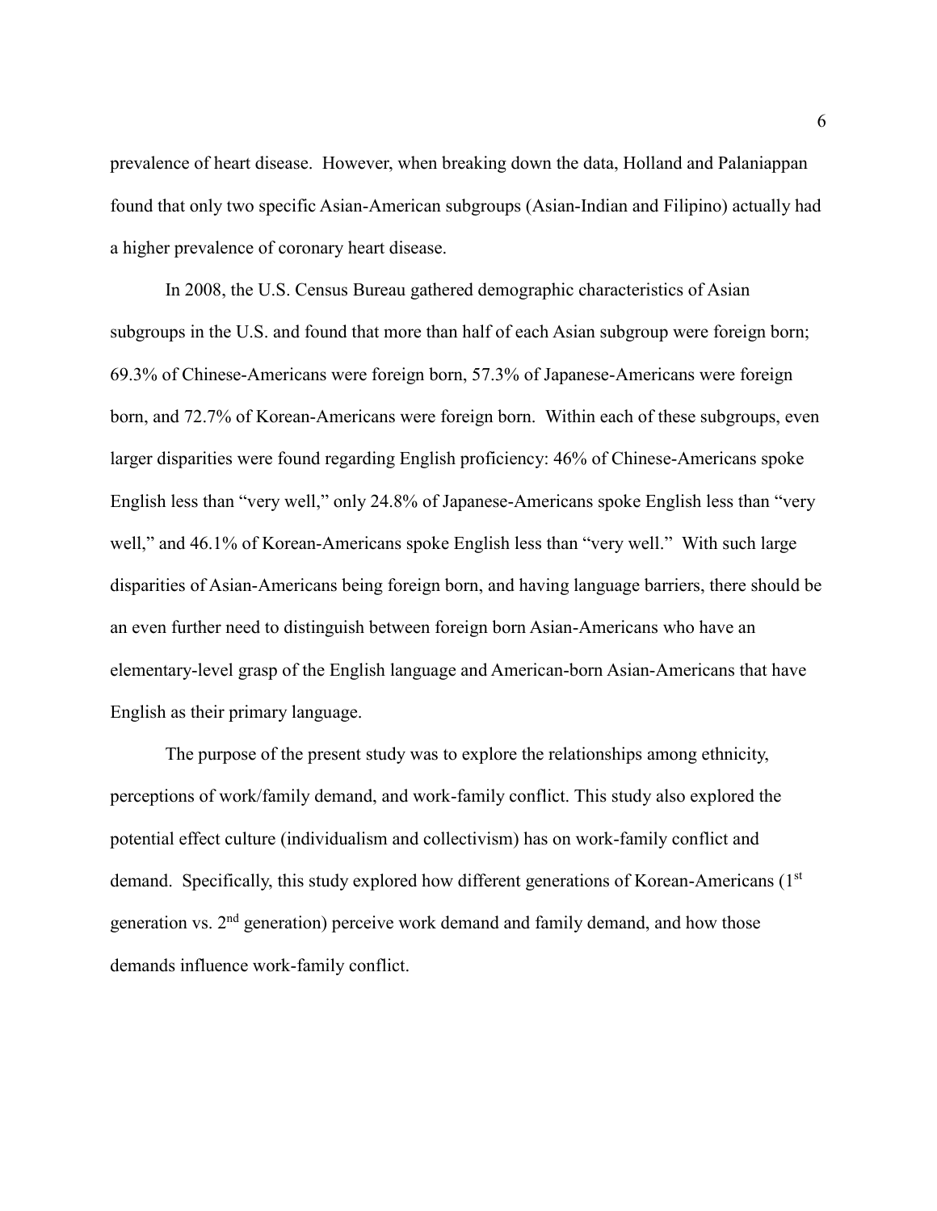prevalence of heart disease. However, when breaking down the data, Holland and Palaniappan found that only two specific Asian-American subgroups (Asian-Indian and Filipino) actually had a higher prevalence of coronary heart disease.

In 2008, the U.S. Census Bureau gathered demographic characteristics of Asian subgroups in the U.S. and found that more than half of each Asian subgroup were foreign born; 69.3% of Chinese-Americans were foreign born, 57.3% of Japanese-Americans were foreign born, and 72.7% of Korean-Americans were foreign born. Within each of these subgroups, even larger disparities were found regarding English proficiency: 46% of Chinese-Americans spoke English less than "very well," only 24.8% of Japanese-Americans spoke English less than "very well," and 46.1% of Korean-Americans spoke English less than "very well." With such large disparities of Asian-Americans being foreign born, and having language barriers, there should be an even further need to distinguish between foreign born Asian-Americans who have an elementary-level grasp of the English language and American-born Asian-Americans that have English as their primary language.

The purpose of the present study was to explore the relationships among ethnicity, perceptions of work/family demand, and work-family conflict. This study also explored the potential effect culture (individualism and collectivism) has on work-family conflict and demand. Specifically, this study explored how different generations of Korean-Americans (1st generation vs. 2nd generation) perceive work demand and family demand, and how those demands influence work-family conflict.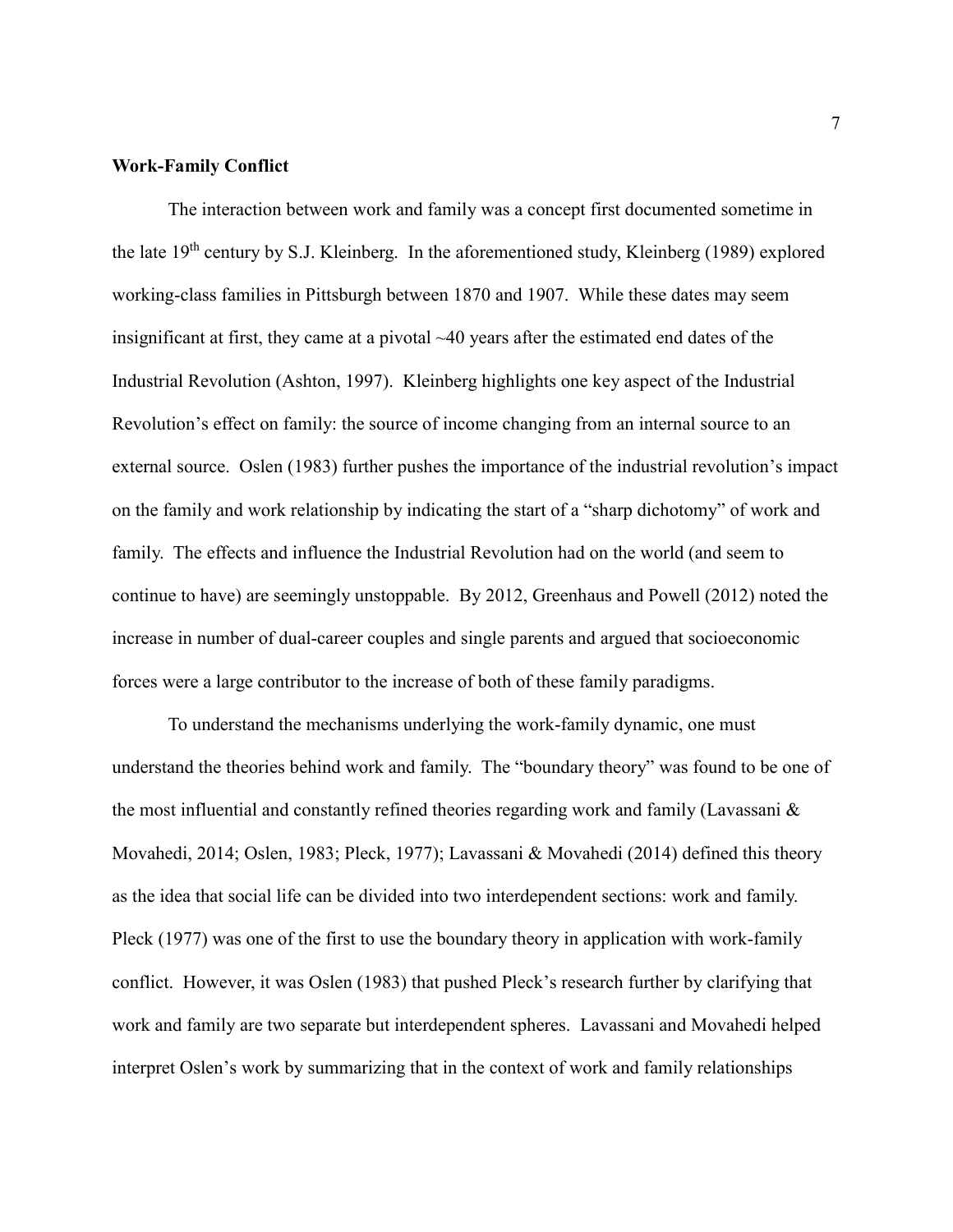**Work-Family Conflict**

The interaction between work and family was a concept first documented sometime in the late 19th century by S.J. Kleinberg. In the aforementioned study, Kleinberg (1989) explored working-class families in Pittsburgh between 1870 and 1907. While these dates may seem insignificant at first, they came at a pivotal ~40 years after the estimated end dates of the Industrial Revolution (Ashton, 1997). Kleinberg highlights one key aspect of the Industrial Revolution's effect on family: the source of income changing from an internal source to an external source. Oslen (1983) further pushes the importance of the industrial revolution's impact on the family and work relationship by indicating the start of a "sharp dichotomy" of work and family. The effects and influence the Industrial Revolution had on the world (and seem to continue to have) are seemingly unstoppable. By 2012, Greenhaus and Powell (2012) noted the increase in number of dual-career couples and single parents and argued that socioeconomic forces were a large contributor to the increase of both of these family paradigms.

To understand the mechanisms underlying the work-family dynamic, one must understand the theories behind work and family. The "boundary theory" was found to be one of the most influential and constantly refined theories regarding work and family (Lavassani & Movahedi, 2014; Oslen, 1983; Pleck, 1977); Lavassani & Movahedi (2014) defined this theory as the idea that social life can be divided into two interdependent sections: work and family. Pleck (1977) was one of the first to use the boundary theory in application with work-family conflict. However, it was Oslen (1983) that pushed Pleck's research further by clarifying that work and family are two separate but interdependent spheres. Lavassani and Movahedi helped interpret Oslen's work by summarizing that in the context of work and family relationships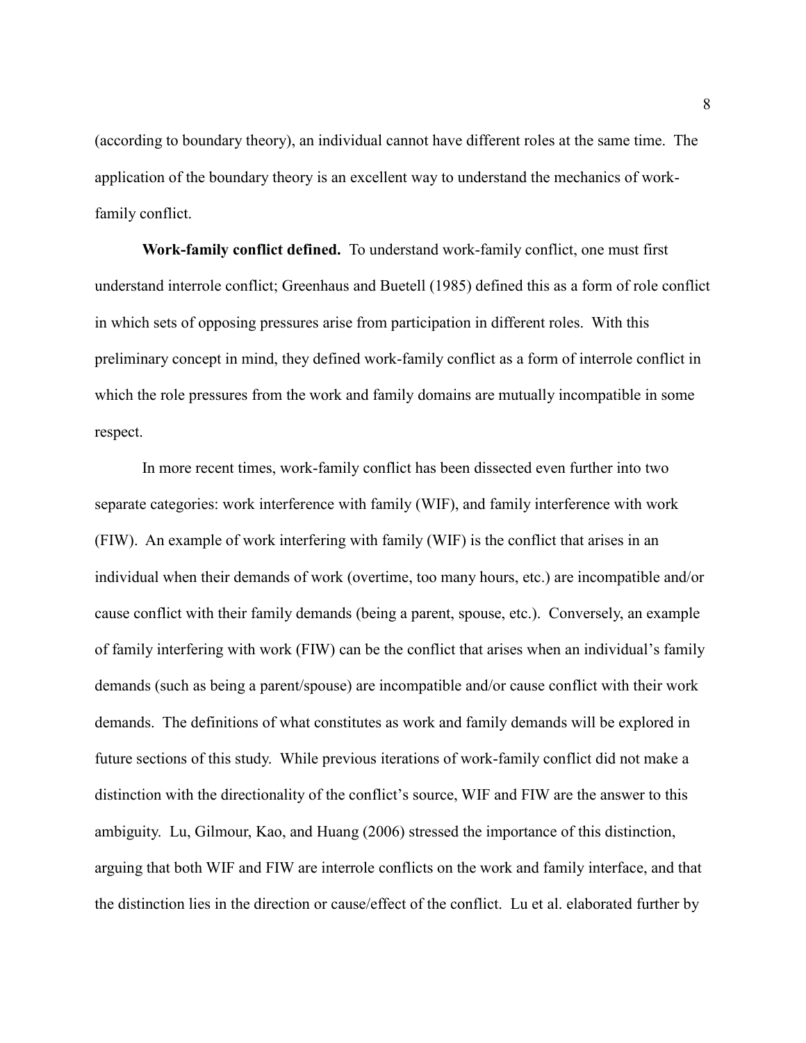(according to boundary theory), an individual cannot have different roles at the same time. The application of the boundary theory is an excellent way to understand the mechanics of work-family conflict.

**Work-family conflict defined.** To understand work-family conflict, one must first understand interrole conflict; Greenhaus and Buetell (1985) defined this as a form of role conflict in which sets of opposing pressures arise from participation in different roles. With this preliminary concept in mind, they defined work-family conflict as a form of interrole conflict in which the role pressures from the work and family domains are mutually incompatible in some respect.

In more recent times, work-family conflict has been dissected even further into two separate categories: work interference with family (WIF), and family interference with work (FIW). An example of work interfering with family (WIF) is the conflict that arises in an individual when their demands of work (overtime, too many hours, etc.) are incompatible and/or cause conflict with their family demands (being a parent, spouse, etc.). Conversely, an example of family interfering with work (FIW) can be the conflict that arises when an individual's family demands (such as being a parent/spouse) are incompatible and/or cause conflict with their work demands. The definitions of what constitutes as work and family demands will be explored in future sections of this study. While previous iterations of work-family conflict did not make a distinction with the directionality of the conflict's source, WIF and FIW are the answer to this ambiguity. Lu, Gilmour, Kao, and Huang (2006) stressed the importance of this distinction, arguing that both WIF and FIW are interrole conflicts on the work and family interface, and that the distinction lies in the direction or cause/effect of the conflict. Lu et al. elaborated further by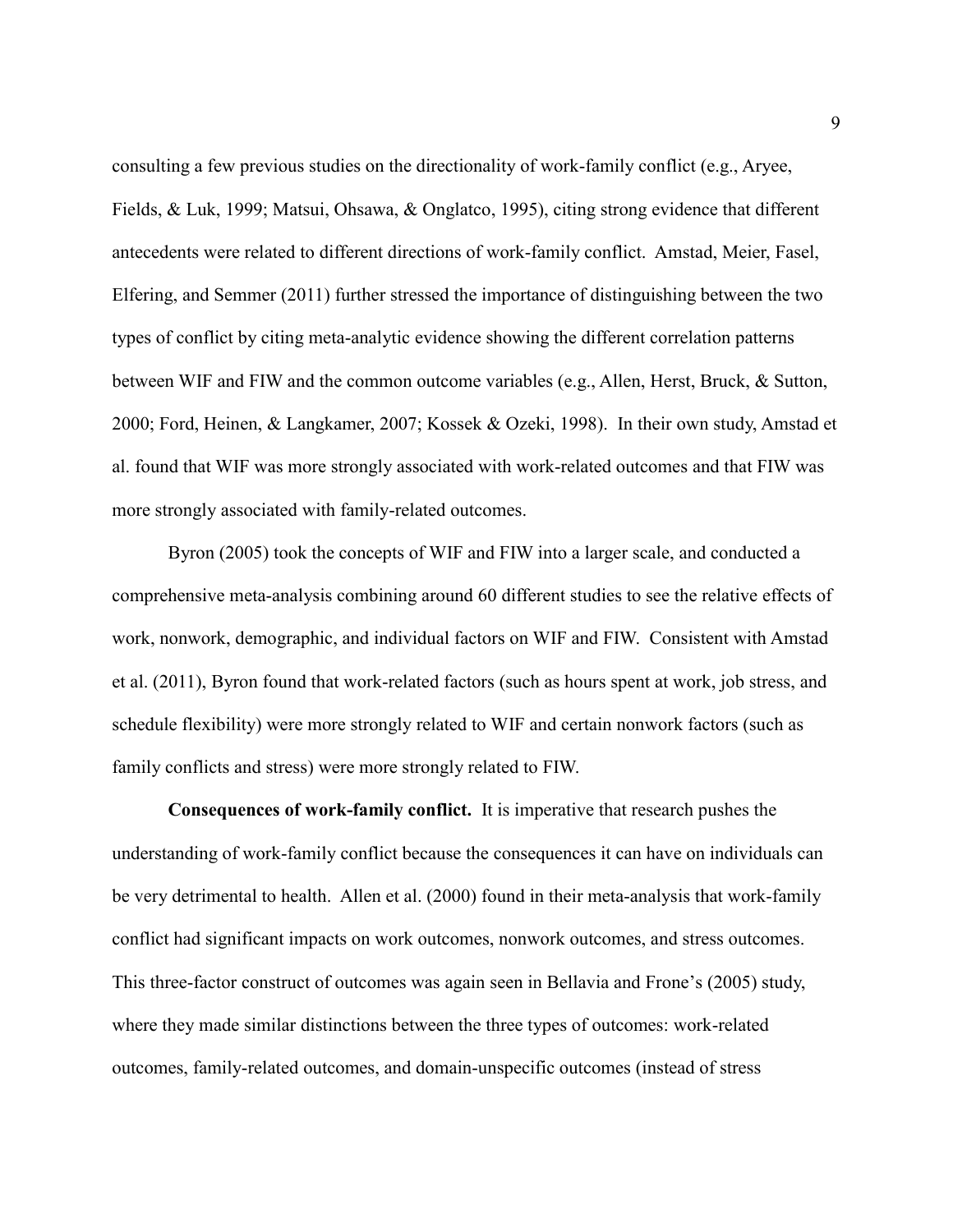consulting a few previous studies on the directionality of work-family conflict (e.g., Aryee, Fields, & Luk, 1999; Matsui, Ohsawa, & Onglatco, 1995), citing strong evidence that different antecedents were related to different directions of work-family conflict. Amstad, Meier, Fasel, Elfering, and Semmer (2011) further stressed the importance of distinguishing between the two types of conflict by citing meta-analytic evidence showing the different correlation patterns between WIF and FIW and the common outcome variables (e.g., Allen, Herst, Bruck, & Sutton, 2000; Ford, Heinen, & Langkamer, 2007; Kossek & Ozeki, 1998). In their own study, Amstad et al. found that WIF was more strongly associated with work-related outcomes and that FIW was more strongly associated with family-related outcomes.

Byron (2005) took the concepts of WIF and FIW into a larger scale, and conducted a comprehensive meta-analysis combining around 60 different studies to see the relative effects of work, nonwork, demographic, and individual factors on WIF and FIW. Consistent with Amstad et al. (2011), Byron found that work-related factors (such as hours spent at work, job stress, and schedule flexibility) were more strongly related to WIF and certain nonwork factors (such as family conflicts and stress) were more strongly related to FIW.

**Consequences of work-family conflict.** It is imperative that research pushes the understanding of work-family conflict because the consequences it can have on individuals can be very detrimental to health. Allen et al. (2000) found in their meta-analysis that work-family conflict had significant impacts on work outcomes, nonwork outcomes, and stress outcomes. This three-factor construct of outcomes was again seen in Bellavia and Frone's (2005) study, where they made similar distinctions between the three types of outcomes: work-related outcomes, family-related outcomes, and domain-unspecific outcomes (instead of stress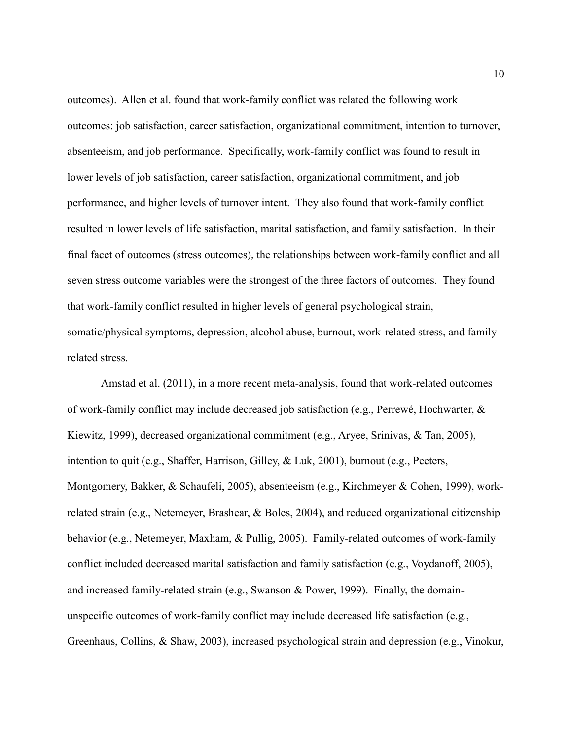outcomes). Allen et al. found that work-family conflict was related the following work outcomes: job satisfaction, career satisfaction, organizational commitment, intention to turnover, absenteeism, and job performance. Specifically, work-family conflict was found to result in lower levels of job satisfaction, career satisfaction, organizational commitment, and job performance, and higher levels of turnover intent. They also found that work-family conflict resulted in lower levels of life satisfaction, marital satisfaction, and family satisfaction. In their final facet of outcomes (stress outcomes), the relationships between work-family conflict and all seven stress outcome variables were the strongest of the three factors of outcomes. They found that work-family conflict resulted in higher levels of general psychological strain, somatic/physical symptoms, depression, alcohol abuse, burnout, work-related stress, and family-related stress.

Amstad et al. (2011), in a more recent meta-analysis, found that work-related outcomes of work-family conflict may include decreased job satisfaction (e.g., Perrewé, Hochwarter, & Kiewitz, 1999), decreased organizational commitment (e.g., Aryee, Srinivas, & Tan, 2005), intention to quit (e.g., Shaffer, Harrison, Gilley, & Luk, 2001), burnout (e.g., Peeters, Montgomery, Bakker, & Schaufeli, 2005), absenteeism (e.g., Kirchmeyer & Cohen, 1999), work-related strain (e.g., Netemeyer, Brashear, & Boles, 2004), and reduced organizational citizenship behavior (e.g., Netemeyer, Maxham, & Pullig, 2005). Family-related outcomes of work-family conflict included decreased marital satisfaction and family satisfaction (e.g., Voydanoff, 2005), and increased family-related strain (e.g., Swanson & Power, 1999). Finally, the domain-unspecific outcomes of work-family conflict may include decreased life satisfaction (e.g., Greenhaus, Collins, & Shaw, 2003), increased psychological strain and depression (e.g., Vinokur,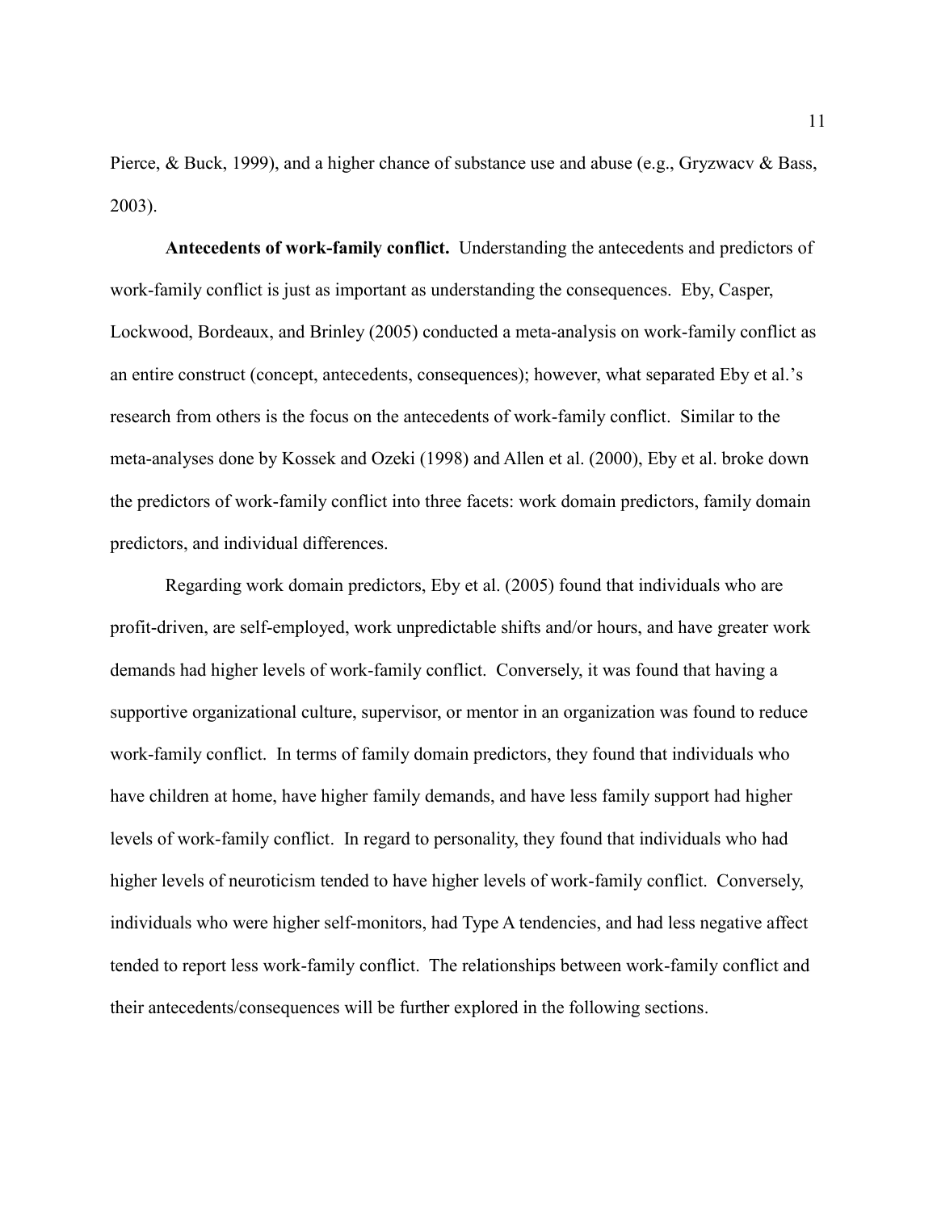Pierce, & Buck, 1999), and a higher chance of substance use and abuse (e.g., Gryzwacv & Bass, 2003).

**Antecedents of work-family conflict.** Understanding the antecedents and predictors of work-family conflict is just as important as understanding the consequences. Eby, Casper, Lockwood, Bordeaux, and Brinley (2005) conducted a meta-analysis on work-family conflict as an entire construct (concept, antecedents, consequences); however, what separated Eby et al.'s research from others is the focus on the antecedents of work-family conflict. Similar to the meta-analyses done by Kossek and Ozeki (1998) and Allen et al. (2000), Eby et al. broke down the predictors of work-family conflict into three facets: work domain predictors, family domain predictors, and individual differences.

Regarding work domain predictors, Eby et al. (2005) found that individuals who are profit-driven, are self-employed, work unpredictable shifts and/or hours, and have greater work demands had higher levels of work-family conflict. Conversely, it was found that having a supportive organizational culture, supervisor, or mentor in an organization was found to reduce work-family conflict. In terms of family domain predictors, they found that individuals who have children at home, have higher family demands, and have less family support had higher levels of work-family conflict. In regard to personality, they found that individuals who had higher levels of neuroticism tended to have higher levels of work-family conflict. Conversely, individuals who were higher self-monitors, had Type A tendencies, and had less negative affect tended to report less work-family conflict. The relationships between work-family conflict and their antecedents/consequences will be further explored in the following sections.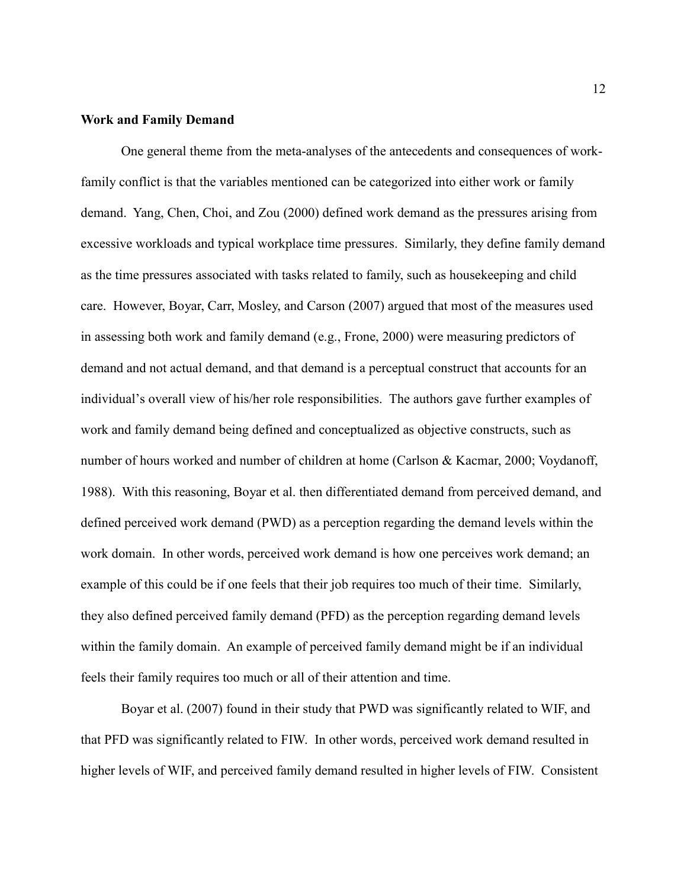**Work and Family Demand**

One general theme from the meta-analyses of the antecedents and consequences of work-family conflict is that the variables mentioned can be categorized into either work or family demand. Yang, Chen, Choi, and Zou (2000) defined work demand as the pressures arising from excessive workloads and typical workplace time pressures. Similarly, they define family demand as the time pressures associated with tasks related to family, such as housekeeping and child care. However, Boyar, Carr, Mosley, and Carson (2007) argued that most of the measures used in assessing both work and family demand (e.g., Frone, 2000) were measuring predictors of demand and not actual demand, and that demand is a perceptual construct that accounts for an individual's overall view of his/her role responsibilities. The authors gave further examples of work and family demand being defined and conceptualized as objective constructs, such as number of hours worked and number of children at home (Carlson & Kacmar, 2000; Voydanoff, 1988). With this reasoning, Boyar et al. then differentiated demand from perceived demand, and defined perceived work demand (PWD) as a perception regarding the demand levels within the work domain. In other words, perceived work demand is how one perceives work demand; an example of this could be if one feels that their job requires too much of their time. Similarly, they also defined perceived family demand (PFD) as the perception regarding demand levels within the family domain. An example of perceived family demand might be if an individual feels their family requires too much or all of their attention and time.

Boyar et al. (2007) found in their study that PWD was significantly related to WIF, and that PFD was significantly related to FIW. In other words, perceived work demand resulted in higher levels of WIF, and perceived family demand resulted in higher levels of FIW. Consistent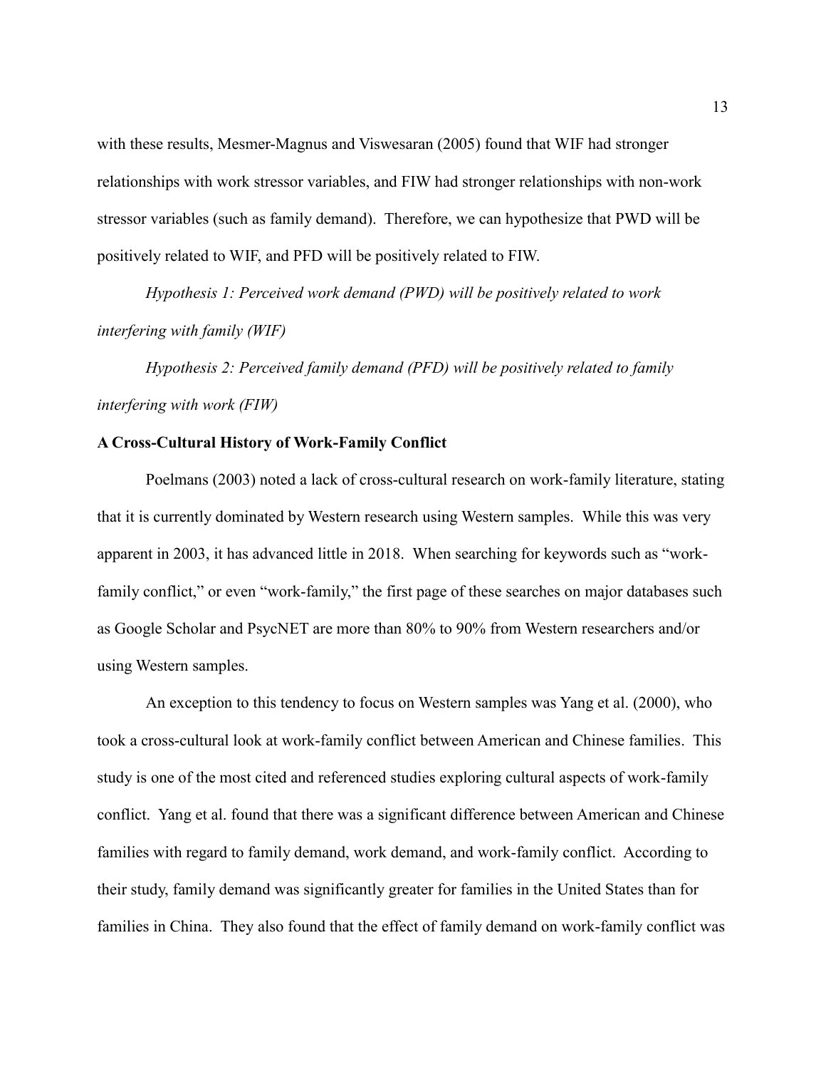with these results, Mesmer-Magnus and Viswesaran (2005) found that WIF had stronger relationships with work stressor variables, and FIW had stronger relationships with non-work stressor variables (such as family demand). Therefore, we can hypothesize that PWD will be positively related to WIF, and PFD will be positively related to FIW.

*Hypothesis 1: Perceived work demand (PWD) will be positively related to work interfering with family (WIF)*

*Hypothesis 2: Perceived family demand (PFD) will be positively related to family interfering with work (FIW)*

**A Cross-Cultural History of Work-Family Conflict**

Poelmans (2003) noted a lack of cross-cultural research on work-family literature, stating that it is currently dominated by Western research using Western samples. While this was very apparent in 2003, it has advanced little in 2018. When searching for keywords such as "work-family conflict," or even "work-family," the first page of these searches on major databases such as Google Scholar and PsycNET are more than 80% to 90% from Western researchers and/or using Western samples.

An exception to this tendency to focus on Western samples was Yang et al. (2000), who took a cross-cultural look at work-family conflict between American and Chinese families. This study is one of the most cited and referenced studies exploring cultural aspects of work-family conflict. Yang et al. found that there was a significant difference between American and Chinese families with regard to family demand, work demand, and work-family conflict. According to their study, family demand was significantly greater for families in the United States than for families in China. They also found that the effect of family demand on work-family conflict was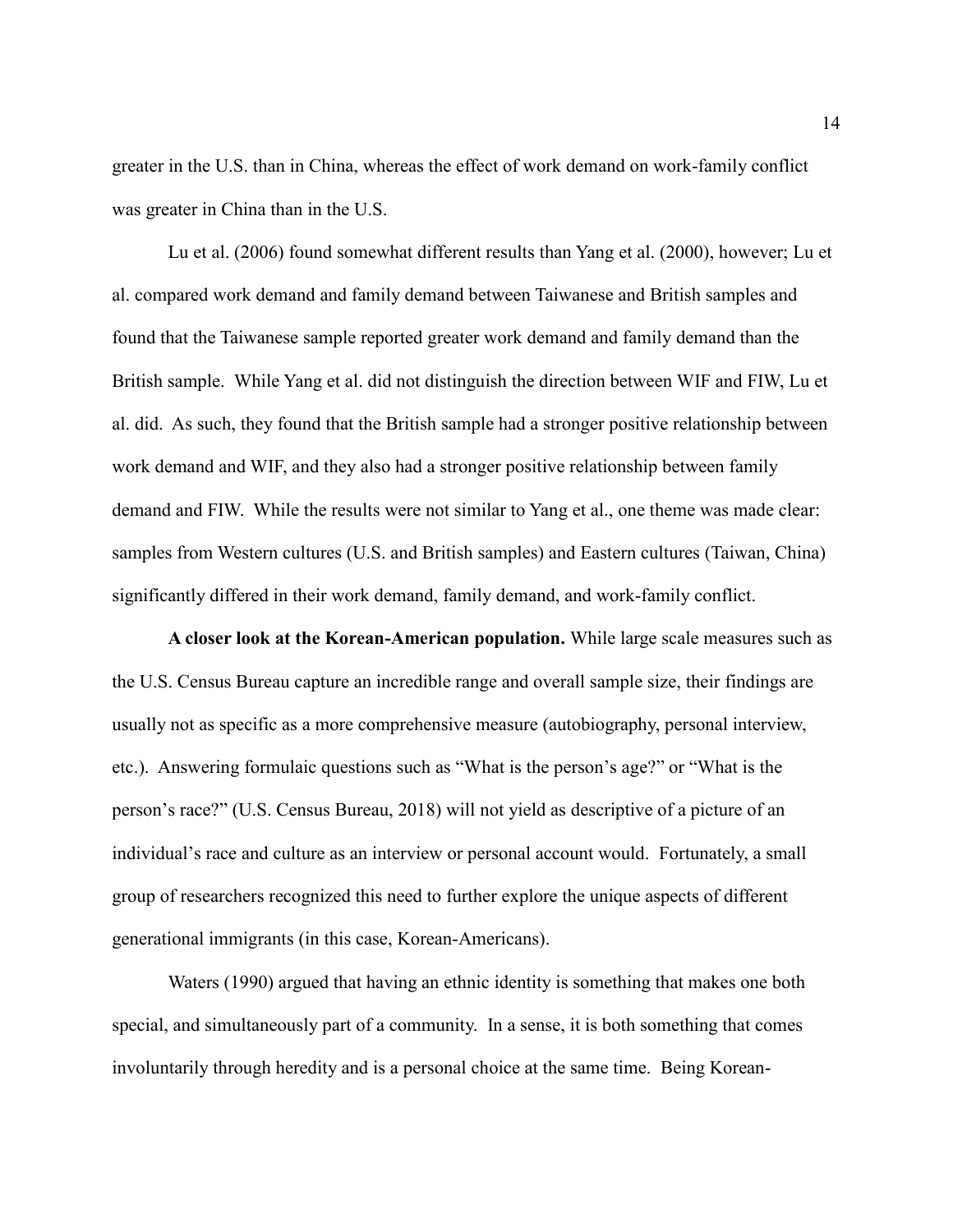greater in the U.S. than in China, whereas the effect of work demand on work-family conflict was greater in China than in the U.S.

Lu et al. (2006) found somewhat different results than Yang et al. (2000), however; Lu et al. compared work demand and family demand between Taiwanese and British samples and found that the Taiwanese sample reported greater work demand and family demand than the British sample. While Yang et al. did not distinguish the direction between WIF and FIW, Lu et al. did. As such, they found that the British sample had a stronger positive relationship between work demand and WIF, and they also had a stronger positive relationship between family demand and FIW. While the results were not similar to Yang et al., one theme was made clear: samples from Western cultures (U.S. and British samples) and Eastern cultures (Taiwan, China) significantly differed in their work demand, family demand, and work-family conflict.

**A closer look at the Korean-American population.** While large scale measures such as the U.S. Census Bureau capture an incredible range and overall sample size, their findings are usually not as specific as a more comprehensive measure (autobiography, personal interview, etc.). Answering formulaic questions such as "What is the person's age?" or "What is the person's race?" (U.S. Census Bureau, 2018) will not yield as descriptive of a picture of an individual's race and culture as an interview or personal account would. Fortunately, a small group of researchers recognized this need to further explore the unique aspects of different generational immigrants (in this case, Korean-Americans).

Waters (1990) argued that having an ethnic identity is something that makes one both special, and simultaneously part of a community. In a sense, it is both something that comes involuntarily through heredity and is a personal choice at the same time. Being Korean-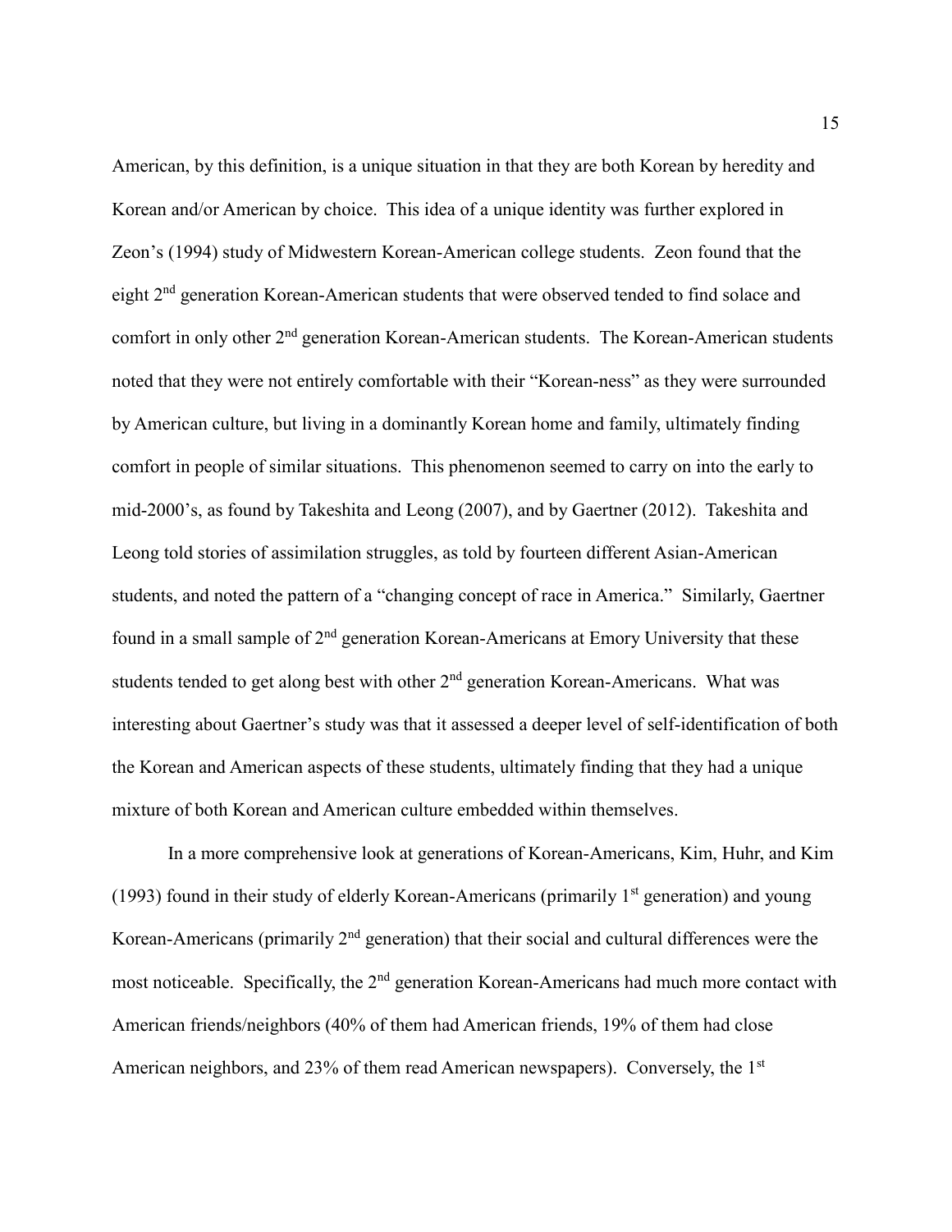American, by this definition, is a unique situation in that they are both Korean by heredity and Korean and/or American by choice. This idea of a unique identity was further explored in Zeon's (1994) study of Midwestern Korean-American college students. Zeon found that the eight 2nd generation Korean-American students that were observed tended to find solace and comfort in only other 2nd generation Korean-American students. The Korean-American students noted that they were not entirely comfortable with their "Korean-ness" as they were surrounded by American culture, but living in a dominantly Korean home and family, ultimately finding comfort in people of similar situations. This phenomenon seemed to carry on into the early to mid-2000's, as found by Takeshita and Leong (2007), and by Gaertner (2012). Takeshita and Leong told stories of assimilation struggles, as told by fourteen different Asian-American students, and noted the pattern of a "changing concept of race in America." Similarly, Gaertner found in a small sample of 2nd generation Korean-Americans at Emory University that these students tended to get along best with other 2nd generation Korean-Americans. What was interesting about Gaertner's study was that it assessed a deeper level of self-identification of both the Korean and American aspects of these students, ultimately finding that they had a unique mixture of both Korean and American culture embedded within themselves.

In a more comprehensive look at generations of Korean-Americans, Kim, Huhr, and Kim (1993) found in their study of elderly Korean-Americans (primarily 1st generation) and young Korean-Americans (primarily 2nd generation) that their social and cultural differences were the most noticeable. Specifically, the 2nd generation Korean-Americans had much more contact with American friends/neighbors (40% of them had American friends, 19% of them had close American neighbors, and 23% of them read American newspapers). Conversely, the 1st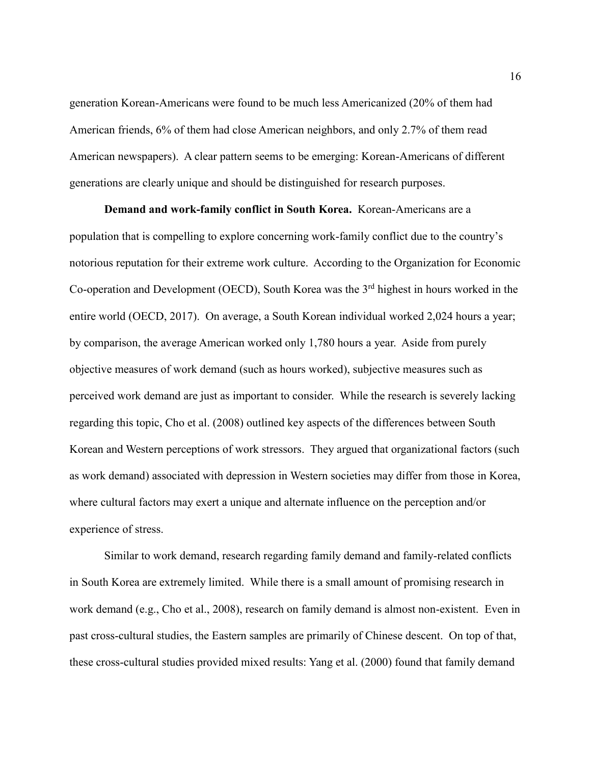generation Korean-Americans were found to be much less Americanized (20% of them had American friends, 6% of them had close American neighbors, and only 2.7% of them read American newspapers). A clear pattern seems to be emerging: Korean-Americans of different generations are clearly unique and should be distinguished for research purposes.

**Demand and work-family conflict in South Korea.** Korean-Americans are a population that is compelling to explore concerning work-family conflict due to the country's notorious reputation for their extreme work culture. According to the Organization for Economic Co-operation and Development (OECD), South Korea was the 3rd highest in hours worked in the entire world (OECD, 2017). On average, a South Korean individual worked 2,024 hours a year; by comparison, the average American worked only 1,780 hours a year. Aside from purely objective measures of work demand (such as hours worked), subjective measures such as perceived work demand are just as important to consider. While the research is severely lacking regarding this topic, Cho et al. (2008) outlined key aspects of the differences between South Korean and Western perceptions of work stressors. They argued that organizational factors (such as work demand) associated with depression in Western societies may differ from those in Korea, where cultural factors may exert a unique and alternate influence on the perception and/or experience of stress.

Similar to work demand, research regarding family demand and family-related conflicts in South Korea are extremely limited. While there is a small amount of promising research in work demand (e.g., Cho et al., 2008), research on family demand is almost non-existent. Even in past cross-cultural studies, the Eastern samples are primarily of Chinese descent. On top of that, these cross-cultural studies provided mixed results: Yang et al. (2000) found that family demand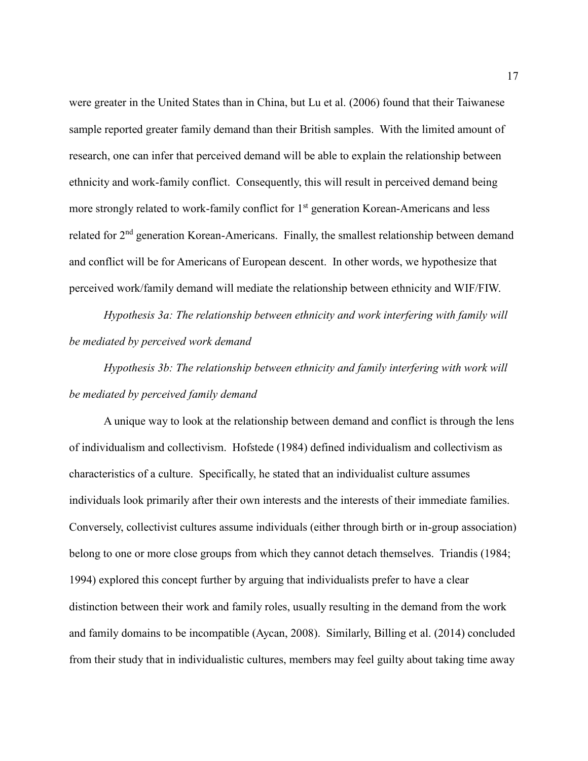were greater in the United States than in China, but Lu et al. (2006) found that their Taiwanese sample reported greater family demand than their British samples. With the limited amount of research, one can infer that perceived demand will be able to explain the relationship between ethnicity and work-family conflict. Consequently, this will result in perceived demand being more strongly related to work-family conflict for 1st generation Korean-Americans and less related for 2nd generation Korean-Americans. Finally, the smallest relationship between demand and conflict will be for Americans of European descent. In other words, we hypothesize that perceived work/family demand will mediate the relationship between ethnicity and WIF/FIW.

*Hypothesis 3a: The relationship between ethnicity and work interfering with family will be mediated by perceived work demand*

*Hypothesis 3b: The relationship between ethnicity and family interfering with work will be mediated by perceived family demand*

A unique way to look at the relationship between demand and conflict is through the lens of individualism and collectivism. Hofstede (1984) defined individualism and collectivism as characteristics of a culture. Specifically, he stated that an individualist culture assumes individuals look primarily after their own interests and the interests of their immediate families. Conversely, collectivist cultures assume individuals (either through birth or in-group association) belong to one or more close groups from which they cannot detach themselves. Triandis (1984; 1994) explored this concept further by arguing that individualists prefer to have a clear distinction between their work and family roles, usually resulting in the demand from the work and family domains to be incompatible (Aycan, 2008). Similarly, Billing et al. (2014) concluded from their study that in individualistic cultures, members may feel guilty about taking time away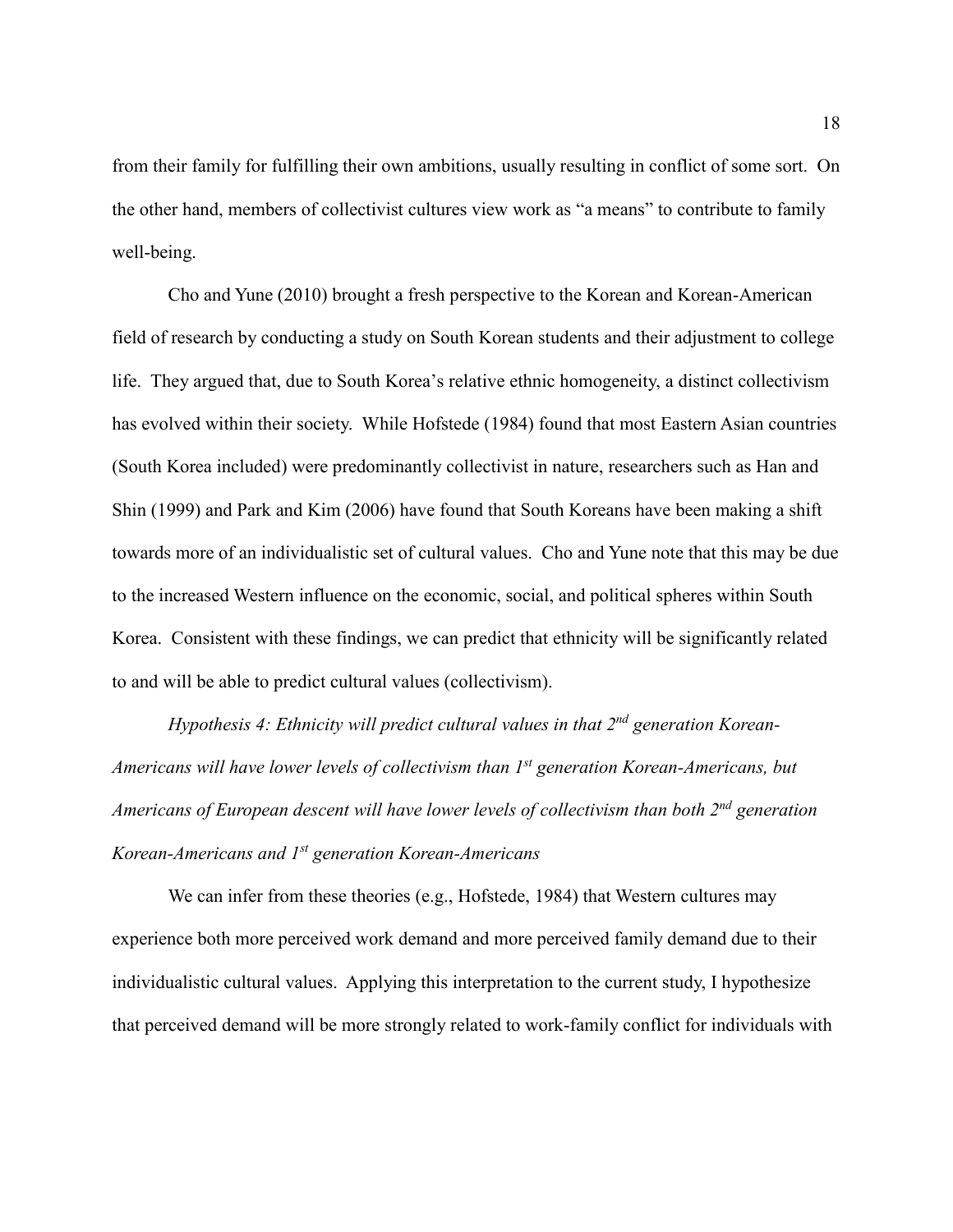from their family for fulfilling their own ambitions, usually resulting in conflict of some sort. On the other hand, members of collectivist cultures view work as "a means" to contribute to family well-being.

Cho and Yune (2010) brought a fresh perspective to the Korean and Korean-American field of research by conducting a study on South Korean students and their adjustment to college life. They argued that, due to South Korea's relative ethnic homogeneity, a distinct collectivism has evolved within their society. While Hofstede (1984) found that most Eastern Asian countries (South Korea included) were predominantly collectivist in nature, researchers such as Han and Shin (1999) and Park and Kim (2006) have found that South Koreans have been making a shift towards more of an individualistic set of cultural values. Cho and Yune note that this may be due to the increased Western influence on the economic, social, and political spheres within South Korea. Consistent with these findings, we can predict that ethnicity will be significantly related to and will be able to predict cultural values (collectivism).

*Hypothesis 4: Ethnicity will predict cultural values in that 2nd generation Korean-Americans will have lower levels of collectivism than 1st generation Korean-Americans, but Americans of European descent will have lower levels of collectivism than both 2nd generation Korean-Americans and 1st generation Korean-Americans*

We can infer from these theories (e.g., Hofstede, 1984) that Western cultures may experience both more perceived work demand and more perceived family demand due to their individualistic cultural values. Applying this interpretation to the current study, I hypothesize that perceived demand will be more strongly related to work-family conflict for individuals with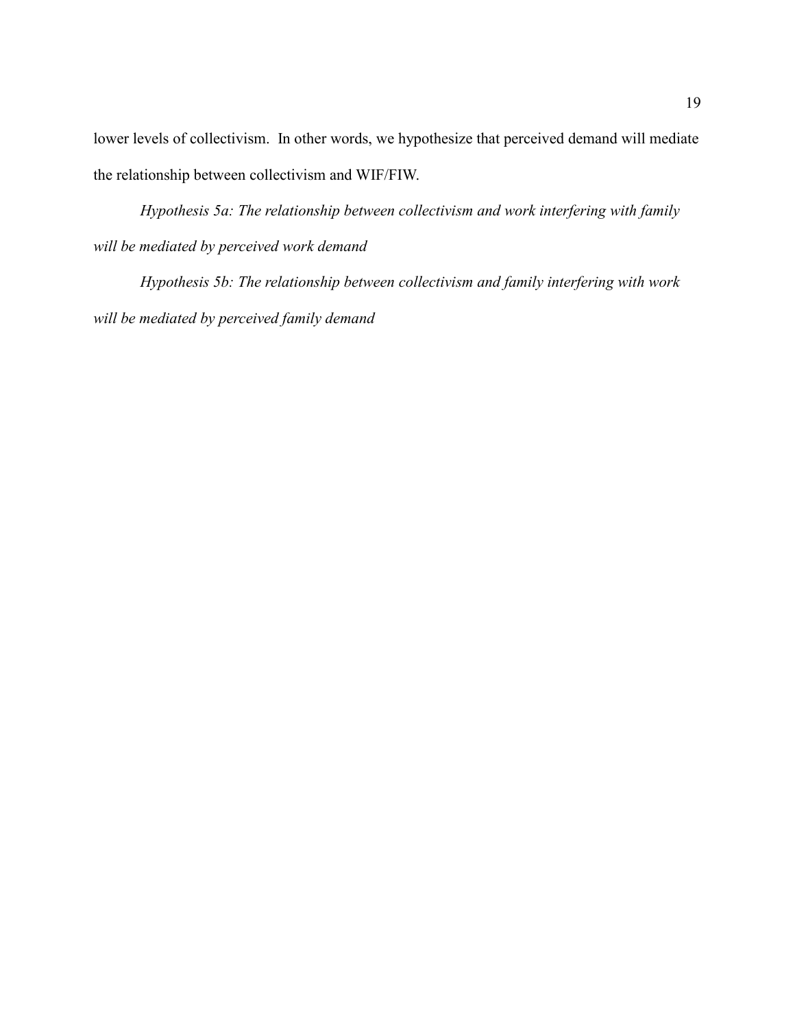lower levels of collectivism.  In other words, we hypothesize that perceived demand will mediate the relationship between collectivism and WIF/FIW.

*Hypothesis 5a: The relationship between collectivism and work interfering with family will be mediated by perceived work demand*

*Hypothesis 5b: The relationship between collectivism and family interfering with work will be mediated by perceived family demand*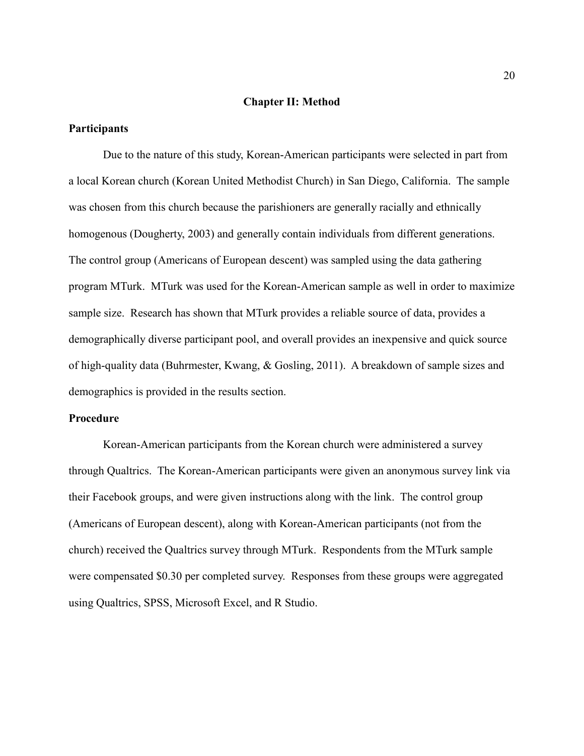# Chapter II: Method

## Participants

Due to the nature of this study, Korean-American participants were selected in part from a local Korean church (Korean United Methodist Church) in San Diego, California. The sample was chosen from this church because the parishioners are generally racially and ethnically homogenous (Dougherty, 2003) and generally contain individuals from different generations. The control group (Americans of European descent) was sampled using the data gathering program MTurk. MTurk was used for the Korean-American sample as well in order to maximize sample size. Research has shown that MTurk provides a reliable source of data, provides a demographically diverse participant pool, and overall provides an inexpensive and quick source of high-quality data (Buhrmester, Kwang, & Gosling, 2011). A breakdown of sample sizes and demographics is provided in the results section.

## Procedure

Korean-American participants from the Korean church were administered a survey through Qualtrics. The Korean-American participants were given an anonymous survey link via their Facebook groups, and were given instructions along with the link. The control group (Americans of European descent), along with Korean-American participants (not from the church) received the Qualtrics survey through MTurk. Respondents from the MTurk sample were compensated $0.30 per completed survey. Responses from these groups were aggregated using Qualtrics, SPSS, Microsoft Excel, and R Studio.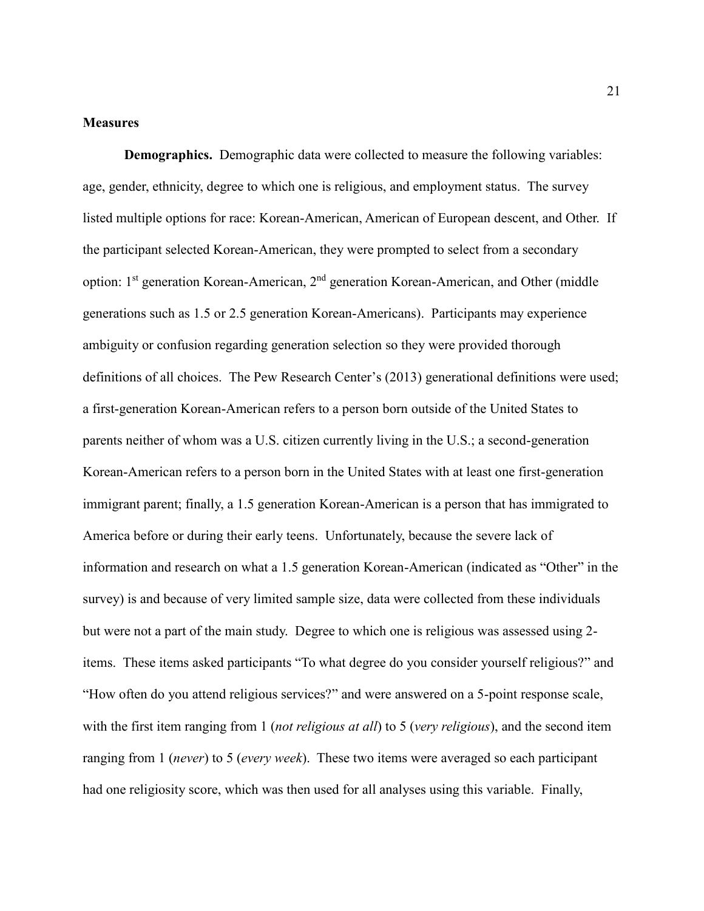## Measures

**Demographics.** Demographic data were collected to measure the following variables: age, gender, ethnicity, degree to which one is religious, and employment status. The survey listed multiple options for race: Korean-American, American of European descent, and Other. If the participant selected Korean-American, they were prompted to select from a secondary option: 1st generation Korean-American, 2nd generation Korean-American, and Other (middle generations such as 1.5 or 2.5 generation Korean-Americans). Participants may experience ambiguity or confusion regarding generation selection so they were provided thorough definitions of all choices. The Pew Research Center's (2013) generational definitions were used; a first-generation Korean-American refers to a person born outside of the United States to parents neither of whom was a U.S. citizen currently living in the U.S.; a second-generation Korean-American refers to a person born in the United States with at least one first-generation immigrant parent; finally, a 1.5 generation Korean-American is a person that has immigrated to America before or during their early teens. Unfortunately, because the severe lack of information and research on what a 1.5 generation Korean-American (indicated as "Other" in the survey) is and because of very limited sample size, data were collected from these individuals but were not a part of the main study. Degree to which one is religious was assessed using 2-items. These items asked participants "To what degree do you consider yourself religious?" and "How often do you attend religious services?" and were answered on a 5-point response scale, with the first item ranging from 1 (*not religious at all*) to 5 (*very religious*), and the second item ranging from 1 (*never*) to 5 (*every week*). These two items were averaged so each participant had one religiosity score, which was then used for all analyses using this variable. Finally,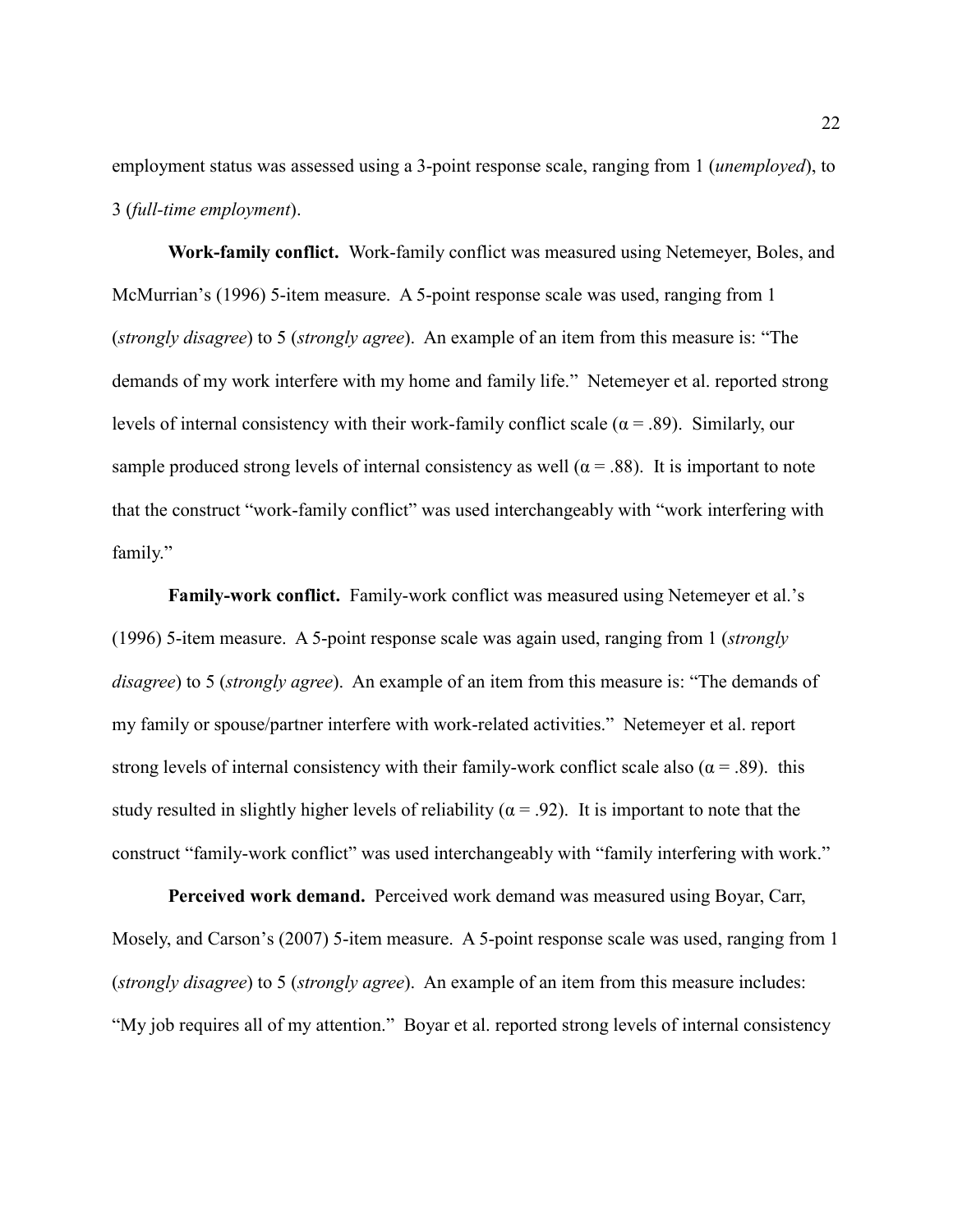employment status was assessed using a 3-point response scale, ranging from 1 (*unemployed*), to 3 (*full-time employment*).

**Work-family conflict.** Work-family conflict was measured using Netemeyer, Boles, and McMurrian's (1996) 5-item measure. A 5-point response scale was used, ranging from 1 (*strongly disagree*) to 5 (*strongly agree*). An example of an item from this measure is: "The demands of my work interfere with my home and family life." Netemeyer et al. reported strong levels of internal consistency with their work-family conflict scale ($\alpha = .89$). Similarly, our sample produced strong levels of internal consistency as well ($\alpha = .88$). It is important to note that the construct "work-family conflict" was used interchangeably with "work interfering with family."

**Family-work conflict.** Family-work conflict was measured using Netemeyer et al.'s (1996) 5-item measure. A 5-point response scale was again used, ranging from 1 (*strongly disagree*) to 5 (*strongly agree*). An example of an item from this measure is: "The demands of my family or spouse/partner interfere with work-related activities." Netemeyer et al. report strong levels of internal consistency with their family-work conflict scale also ($\alpha = .89$). this study resulted in slightly higher levels of reliability ($\alpha = .92$). It is important to note that the construct "family-work conflict" was used interchangeably with "family interfering with work."

**Perceived work demand.** Perceived work demand was measured using Boyar, Carr, Mosely, and Carson's (2007) 5-item measure. A 5-point response scale was used, ranging from 1 (*strongly disagree*) to 5 (*strongly agree*). An example of an item from this measure includes: "My job requires all of my attention." Boyar et al. reported strong levels of internal consistency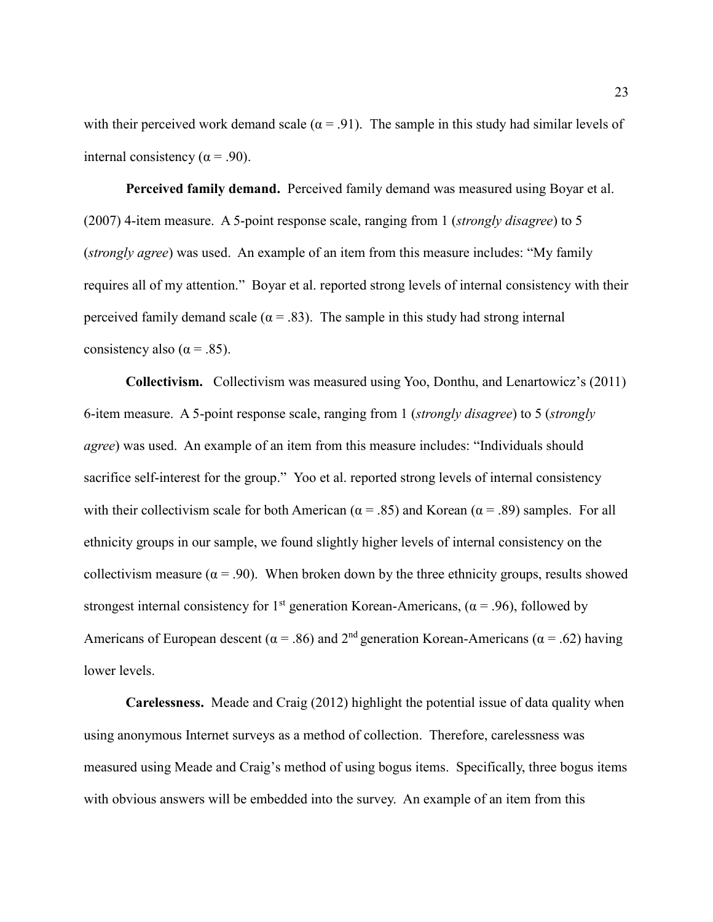with their perceived work demand scale ($\alpha = .91$). The sample in this study had similar levels of internal consistency ($\alpha = .90$).

**Perceived family demand.** Perceived family demand was measured using Boyar et al. (2007) 4-item measure. A 5-point response scale, ranging from 1 (*strongly disagree*) to 5 (*strongly agree*) was used. An example of an item from this measure includes: "My family requires all of my attention." Boyar et al. reported strong levels of internal consistency with their perceived family demand scale ($\alpha = .83$). The sample in this study had strong internal consistency also ($\alpha = .85$).

**Collectivism.** Collectivism was measured using Yoo, Donthu, and Lenartowicz's (2011) 6-item measure. A 5-point response scale, ranging from 1 (*strongly disagree*) to 5 (*strongly agree*) was used. An example of an item from this measure includes: "Individuals should sacrifice self-interest for the group." Yoo et al. reported strong levels of internal consistency with their collectivism scale for both American ($\alpha = .85$) and Korean ($\alpha = .89$) samples. For all ethnicity groups in our sample, we found slightly higher levels of internal consistency on the collectivism measure ($\alpha = .90$). When broken down by the three ethnicity groups, results showed strongest internal consistency for 1st generation Korean-Americans, ($\alpha = .96$), followed by Americans of European descent ($\alpha = .86$) and 2nd generation Korean-Americans ($\alpha = .62$) having lower levels.

**Carelessness.** Meade and Craig (2012) highlight the potential issue of data quality when using anonymous Internet surveys as a method of collection. Therefore, carelessness was measured using Meade and Craig's method of using bogus items. Specifically, three bogus items with obvious answers will be embedded into the survey. An example of an item from this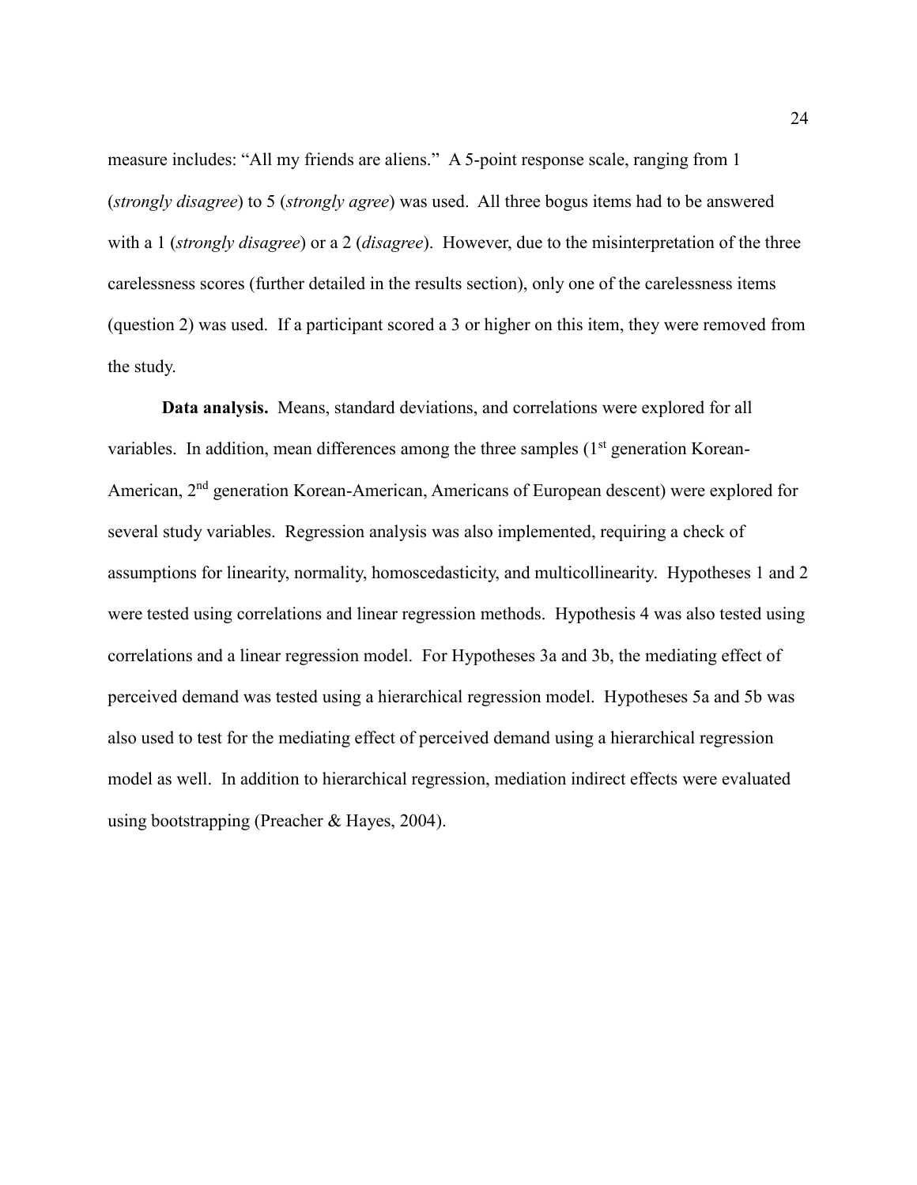measure includes: "All my friends are aliens." A 5-point response scale, ranging from 1 (*strongly disagree*) to 5 (*strongly agree*) was used. All three bogus items had to be answered with a 1 (*strongly disagree*) or a 2 (*disagree*). However, due to the misinterpretation of the three carelessness scores (further detailed in the results section), only one of the carelessness items (question 2) was used. If a participant scored a 3 or higher on this item, they were removed from the study.

**Data analysis.** Means, standard deviations, and correlations were explored for all variables. In addition, mean differences among the three samples (1st generation Korean-American, 2nd generation Korean-American, Americans of European descent) were explored for several study variables. Regression analysis was also implemented, requiring a check of assumptions for linearity, normality, homoscedasticity, and multicollinearity. Hypotheses 1 and 2 were tested using correlations and linear regression methods. Hypothesis 4 was also tested using correlations and a linear regression model. For Hypotheses 3a and 3b, the mediating effect of perceived demand was tested using a hierarchical regression model. Hypotheses 5a and 5b was also used to test for the mediating effect of perceived demand using a hierarchical regression model as well. In addition to hierarchical regression, mediation indirect effects were evaluated using bootstrapping (Preacher & Hayes, 2004).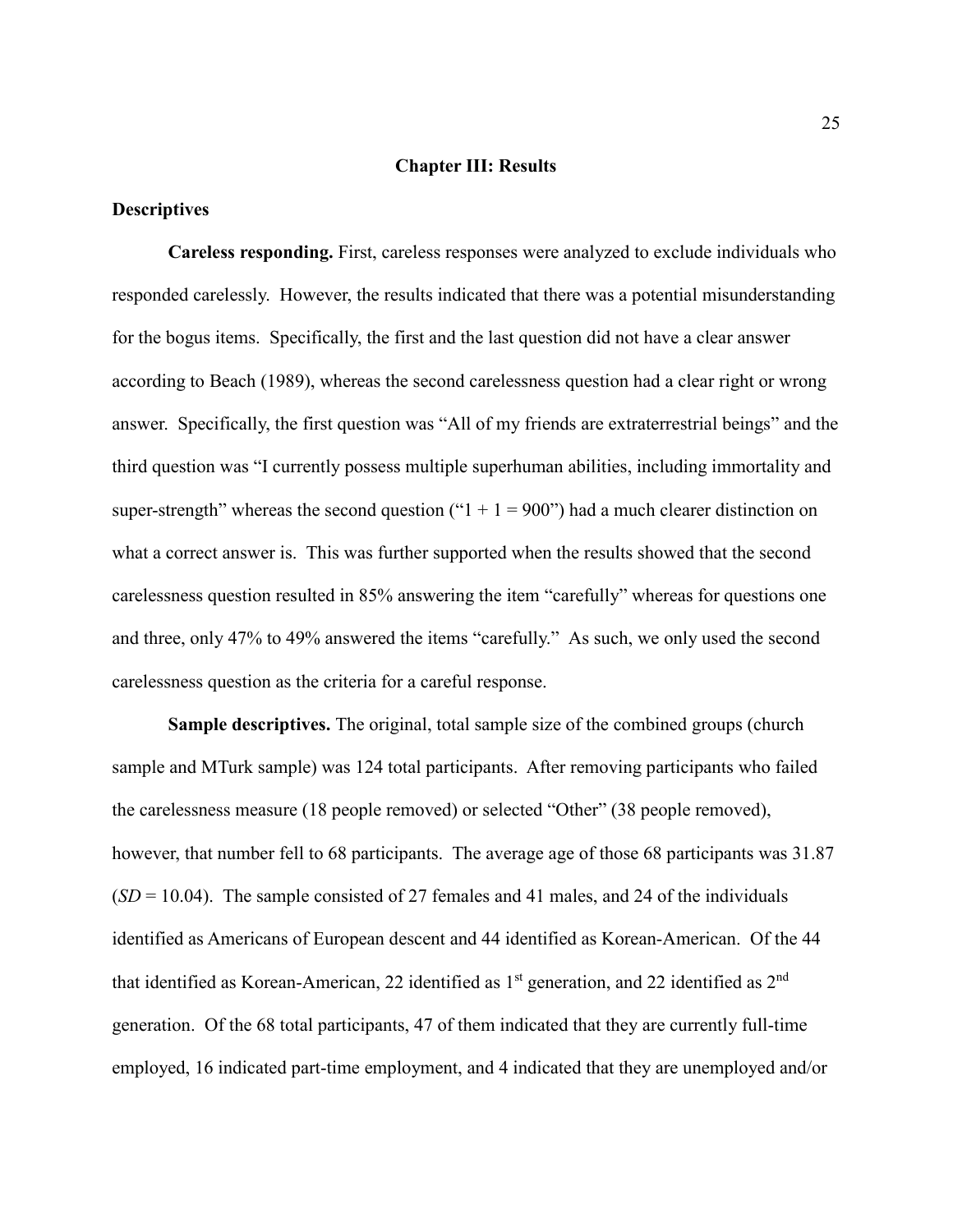# Chapter III: Results

## Descriptives

**Careless responding.** First, careless responses were analyzed to exclude individuals who responded carelessly. However, the results indicated that there was a potential misunderstanding for the bogus items. Specifically, the first and the last question did not have a clear answer according to Beach (1989), whereas the second carelessness question had a clear right or wrong answer. Specifically, the first question was "All of my friends are extraterrestrial beings" and the third question was "I currently possess multiple superhuman abilities, including immortality and super-strength" whereas the second question ("1 + 1 = 900") had a much clearer distinction on what a correct answer is. This was further supported when the results showed that the second carelessness question resulted in 85% answering the item "carefully" whereas for questions one and three, only 47% to 49% answered the items "carefully." As such, we only used the second carelessness question as the criteria for a careful response.

**Sample descriptives.** The original, total sample size of the combined groups (church sample and MTurk sample) was 124 total participants. After removing participants who failed the carelessness measure (18 people removed) or selected "Other" (38 people removed), however, that number fell to 68 participants. The average age of those 68 participants was 31.87 (*SD* = 10.04). The sample consisted of 27 females and 41 males, and 24 of the individuals identified as Americans of European descent and 44 identified as Korean-American. Of the 44 that identified as Korean-American, 22 identified as 1st generation, and 22 identified as 2nd generation. Of the 68 total participants, 47 of them indicated that they are currently full-time employed, 16 indicated part-time employment, and 4 indicated that they are unemployed and/or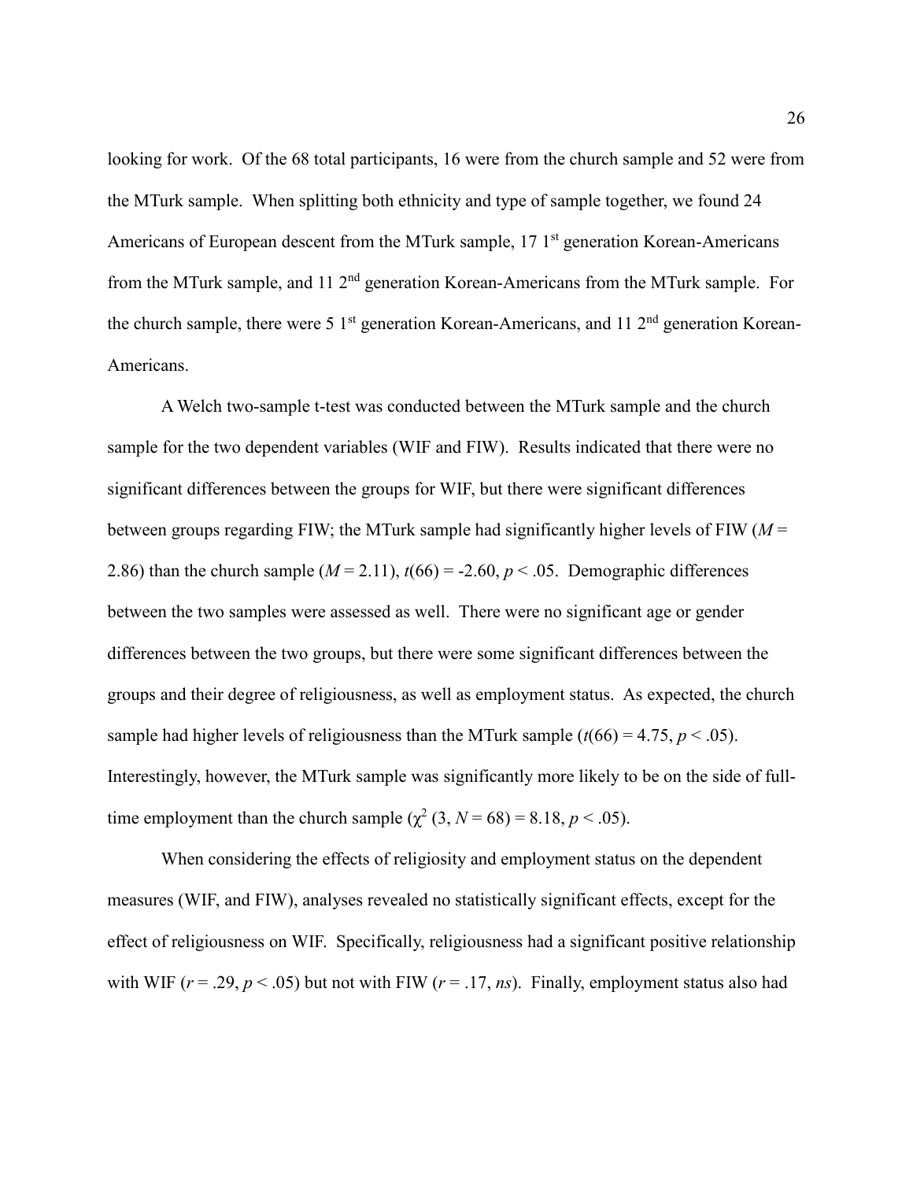looking for work. Of the 68 total participants, 16 were from the church sample and 52 were from the MTurk sample. When splitting both ethnicity and type of sample together, we found 24 Americans of European descent from the MTurk sample, 17 1st generation Korean-Americans from the MTurk sample, and 11 2nd generation Korean-Americans from the MTurk sample. For the church sample, there were 5 1st generation Korean-Americans, and 11 2nd generation Korean-Americans.

A Welch two-sample t-test was conducted between the MTurk sample and the church sample for the two dependent variables (WIF and FIW). Results indicated that there were no significant differences between the groups for WIF, but there were significant differences between groups regarding FIW; the MTurk sample had significantly higher levels of FIW ($M$ = 2.86) than the church sample ($M$ = 2.11), $t(66) = -2.60$, $p < .05$. Demographic differences between the two samples were assessed as well. There were no significant age or gender differences between the two groups, but there were some significant differences between the groups and their degree of religiousness, as well as employment status. As expected, the church sample had higher levels of religiousness than the MTurk sample ($t(66) = 4.75$, $p < .05$). Interestingly, however, the MTurk sample was significantly more likely to be on the side of full-time employment than the church sample ($\chi^2$ (3, $N$ = 68) = 8.18, $p < .05$).

When considering the effects of religiosity and employment status on the dependent measures (WIF, and FIW), analyses revealed no statistically significant effects, except for the effect of religiousness on WIF. Specifically, religiousness had a significant positive relationship with WIF ($r = .29$, $p < .05$) but not with FIW ($r = .17$, *ns*). Finally, employment status also had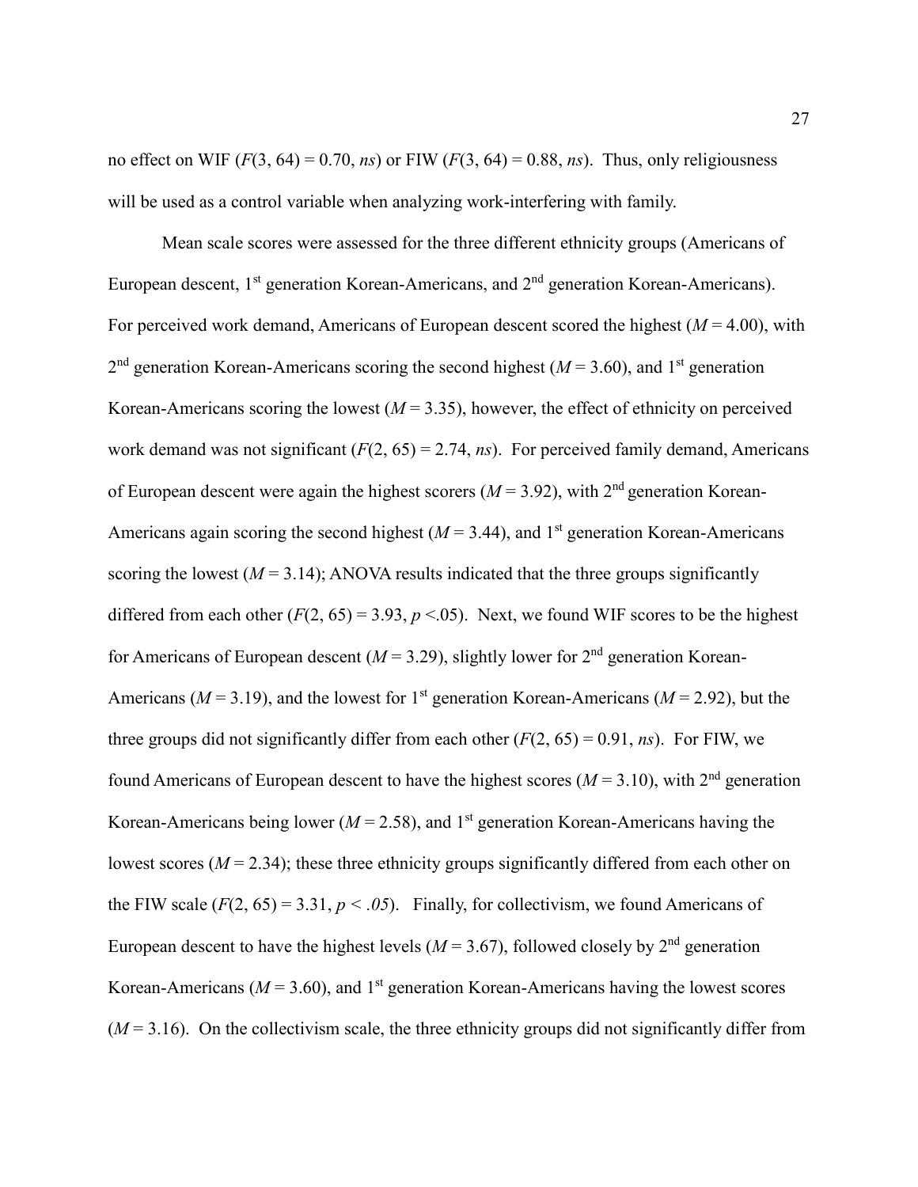no effect on WIF ($F(3, 64) = 0.70$, *ns*) or FIW ($F(3, 64) = 0.88$, *ns*). Thus, only religiousness will be used as a control variable when analyzing work-interfering with family.

Mean scale scores were assessed for the three different ethnicity groups (Americans of European descent, 1st generation Korean-Americans, and 2nd generation Korean-Americans). For perceived work demand, Americans of European descent scored the highest ($M = 4.00$), with 2nd generation Korean-Americans scoring the second highest ($M = 3.60$), and 1st generation Korean-Americans scoring the lowest ($M = 3.35$), however, the effect of ethnicity on perceived work demand was not significant ($F(2, 65) = 2.74$, *ns*). For perceived family demand, Americans of European descent were again the highest scorers ($M = 3.92$), with 2nd generation Korean-Americans again scoring the second highest ($M = 3.44$), and 1st generation Korean-Americans scoring the lowest ($M = 3.14$); ANOVA results indicated that the three groups significantly differed from each other ($F(2, 65) = 3.93$, $p < .05$). Next, we found WIF scores to be the highest for Americans of European descent ($M = 3.29$), slightly lower for 2nd generation Korean-Americans ($M = 3.19$), and the lowest for 1st generation Korean-Americans ($M = 2.92$), but the three groups did not significantly differ from each other ($F(2, 65) = 0.91$, *ns*). For FIW, we found Americans of European descent to have the highest scores ($M = 3.10$), with 2nd generation Korean-Americans being lower ($M = 2.58$), and 1st generation Korean-Americans having the lowest scores ($M = 2.34$); these three ethnicity groups significantly differed from each other on the FIW scale ($F(2, 65) = 3.31$, $p < .05$). Finally, for collectivism, we found Americans of European descent to have the highest levels ($M = 3.67$), followed closely by 2nd generation Korean-Americans ($M = 3.60$), and 1st generation Korean-Americans having the lowest scores ($M = 3.16$). On the collectivism scale, the three ethnicity groups did not significantly differ from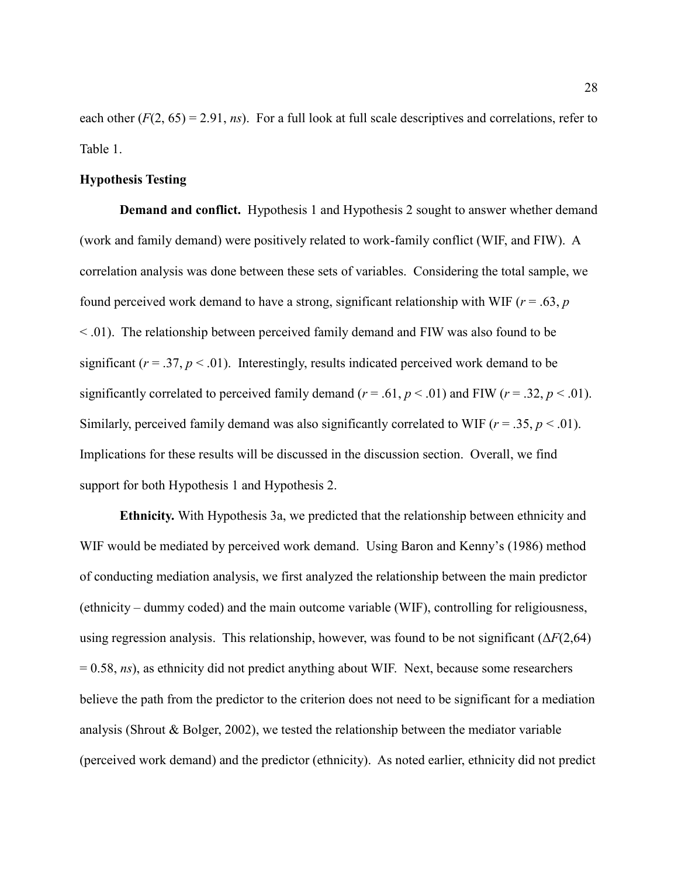each other ($F(2, 65) = 2.91$, *ns*). For a full look at full scale descriptives and correlations, refer to Table 1.

## Hypothesis Testing

**Demand and conflict.** Hypothesis 1 and Hypothesis 2 sought to answer whether demand (work and family demand) were positively related to work-family conflict (WIF, and FIW). A correlation analysis was done between these sets of variables. Considering the total sample, we found perceived work demand to have a strong, significant relationship with WIF ($r = .63$, $p < .01$). The relationship between perceived family demand and FIW was also found to be significant ($r = .37$, $p < .01$). Interestingly, results indicated perceived work demand to be significantly correlated to perceived family demand ($r = .61$, $p < .01$) and FIW ($r = .32$, $p < .01$). Similarly, perceived family demand was also significantly correlated to WIF ($r = .35$, $p < .01$). Implications for these results will be discussed in the discussion section. Overall, we find support for both Hypothesis 1 and Hypothesis 2.

**Ethnicity.** With Hypothesis 3a, we predicted that the relationship between ethnicity and WIF would be mediated by perceived work demand. Using Baron and Kenny's (1986) method of conducting mediation analysis, we first analyzed the relationship between the main predictor (ethnicity – dummy coded) and the main outcome variable (WIF), controlling for religiousness, using regression analysis. This relationship, however, was found to be not significant ($\Delta F(2,64) = 0.58$, *ns*), as ethnicity did not predict anything about WIF. Next, because some researchers believe the path from the predictor to the criterion does not need to be significant for a mediation analysis (Shrout & Bolger, 2002), we tested the relationship between the mediator variable (perceived work demand) and the predictor (ethnicity). As noted earlier, ethnicity did not predict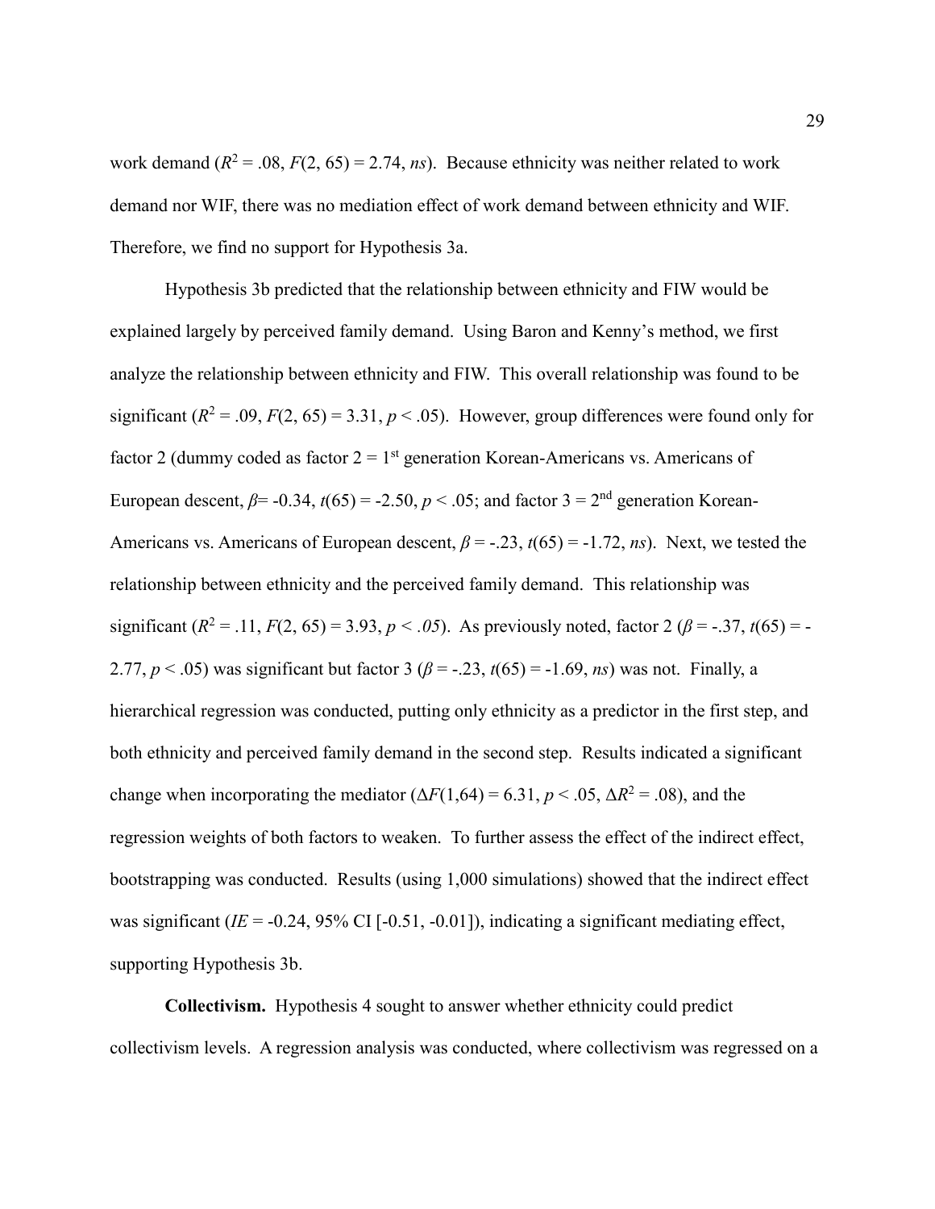work demand ($R^2$ = .08, $F$(2, 65) = 2.74, *ns*). Because ethnicity was neither related to work demand nor WIF, there was no mediation effect of work demand between ethnicity and WIF. Therefore, we find no support for Hypothesis 3a.

Hypothesis 3b predicted that the relationship between ethnicity and FIW would be explained largely by perceived family demand. Using Baron and Kenny's method, we first analyze the relationship between ethnicity and FIW. This overall relationship was found to be significant ($R^2$ = .09, $F$(2, 65) = 3.31, $p$ < .05). However, group differences were found only for factor 2 (dummy coded as factor 2 = 1st generation Korean-Americans vs. Americans of European descent, $\beta$= -0.34, $t$(65) = -2.50, $p$ < .05; and factor 3 = 2nd generation Korean-Americans vs. Americans of European descent, $\beta$ = -.23, $t$(65) = -1.72, *ns*). Next, we tested the relationship between ethnicity and the perceived family demand. This relationship was significant ($R^2$ = .11, $F$(2, 65) = 3.93, $p$ < .05). As previously noted, factor 2 ($\beta$ = -.37, $t$(65) = -2.77, $p$ < .05) was significant but factor 3 ($\beta$ = -.23, $t$(65) = -1.69, *ns*) was not. Finally, a hierarchical regression was conducted, putting only ethnicity as a predictor in the first step, and both ethnicity and perceived family demand in the second step. Results indicated a significant change when incorporating the mediator ($\Delta F$(1,64) = 6.31, $p$ < .05, $\Delta R^2$ = .08), and the regression weights of both factors to weaken. To further assess the effect of the indirect effect, bootstrapping was conducted. Results (using 1,000 simulations) showed that the indirect effect was significant (*IE* = -0.24, 95% CI [-0.51, -0.01]), indicating a significant mediating effect, supporting Hypothesis 3b.

**Collectivism.** Hypothesis 4 sought to answer whether ethnicity could predict collectivism levels. A regression analysis was conducted, where collectivism was regressed on a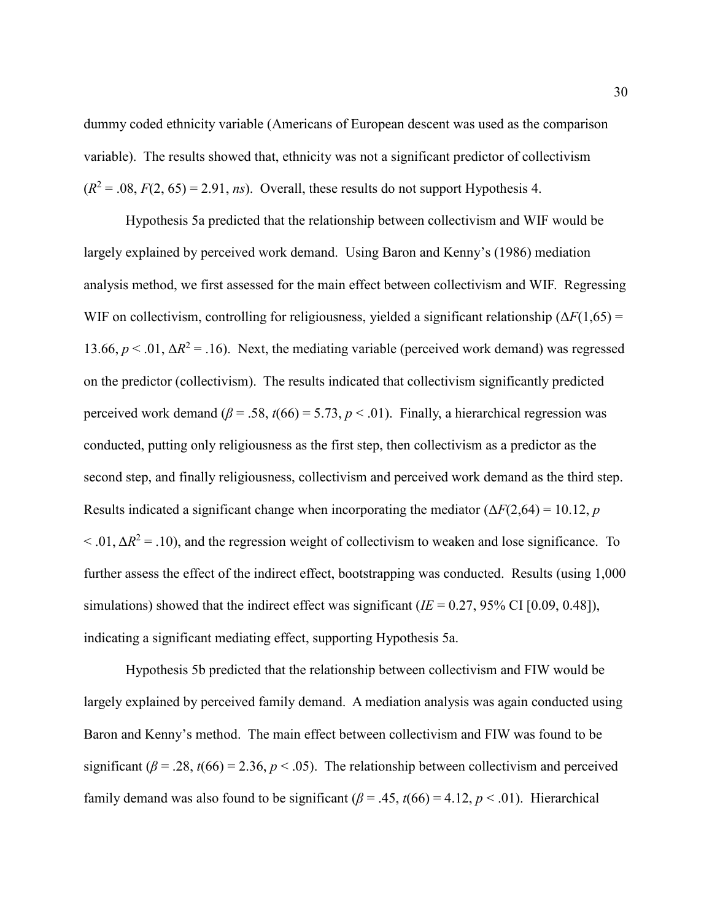dummy coded ethnicity variable (Americans of European descent was used as the comparison variable). The results showed that, ethnicity was not a significant predictor of collectivism ($R^2 = .08$, $F(2, 65) = 2.91$, *ns*). Overall, these results do not support Hypothesis 4.

Hypothesis 5a predicted that the relationship between collectivism and WIF would be largely explained by perceived work demand. Using Baron and Kenny's (1986) mediation analysis method, we first assessed for the main effect between collectivism and WIF. Regressing WIF on collectivism, controlling for religiousness, yielded a significant relationship ($\Delta F(1,65) = 13.66$, $p < .01$, $\Delta R^2 = .16$). Next, the mediating variable (perceived work demand) was regressed on the predictor (collectivism). The results indicated that collectivism significantly predicted perceived work demand ($\beta = .58$, $t(66) = 5.73$, $p < .01$). Finally, a hierarchical regression was conducted, putting only religiousness as the first step, then collectivism as a predictor as the second step, and finally religiousness, collectivism and perceived work demand as the third step. Results indicated a significant change when incorporating the mediator ($\Delta F(2,64) = 10.12$, $p < .01$, $\Delta R^2 = .10$), and the regression weight of collectivism to weaken and lose significance. To further assess the effect of the indirect effect, bootstrapping was conducted. Results (using 1,000 simulations) showed that the indirect effect was significant ($IE = 0.27$, 95% CI [0.09, 0.48]), indicating a significant mediating effect, supporting Hypothesis 5a.

Hypothesis 5b predicted that the relationship between collectivism and FIW would be largely explained by perceived family demand. A mediation analysis was again conducted using Baron and Kenny's method. The main effect between collectivism and FIW was found to be significant ($\beta = .28$, $t(66) = 2.36$, $p < .05$). The relationship between collectivism and perceived family demand was also found to be significant ($\beta = .45$, $t(66) = 4.12$, $p < .01$). Hierarchical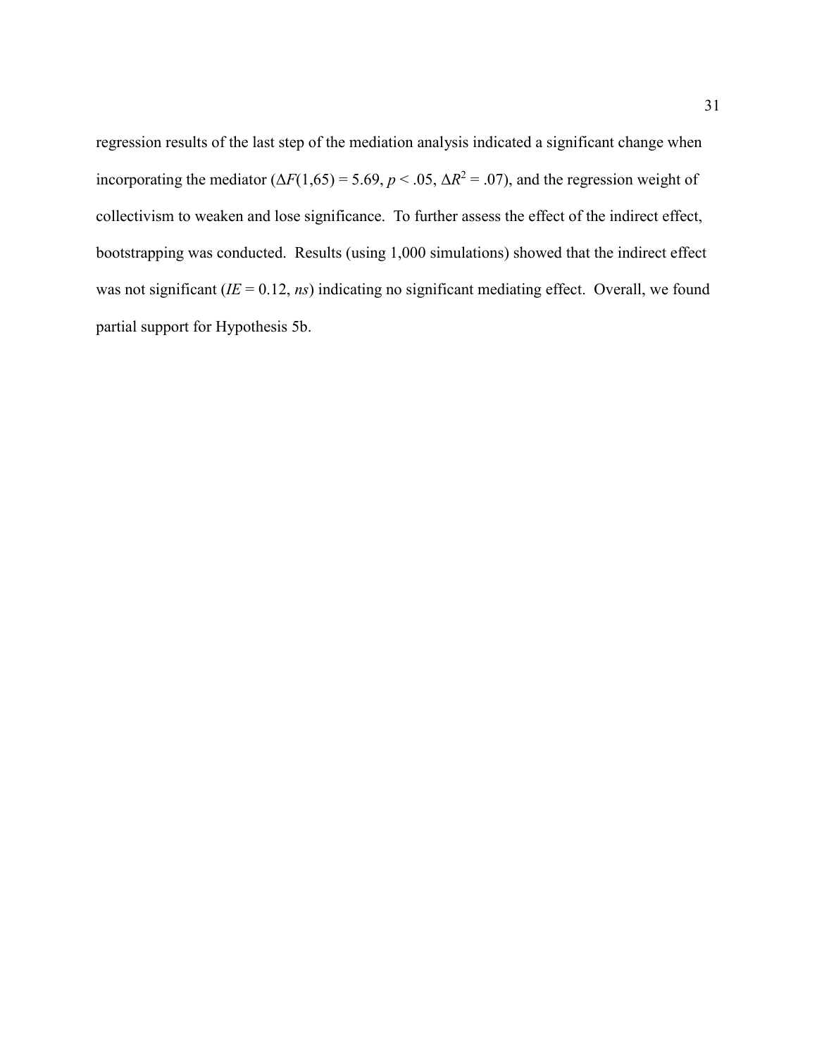regression results of the last step of the mediation analysis indicated a significant change when incorporating the mediator ($\Delta F(1,65) = 5.69$, $p < .05$, $\Delta R^2 = .07$), and the regression weight of collectivism to weaken and lose significance. To further assess the effect of the indirect effect, bootstrapping was conducted. Results (using 1,000 simulations) showed that the indirect effect was not significant ($IE = 0.12$, *ns*) indicating no significant mediating effect. Overall, we found partial support for Hypothesis 5b.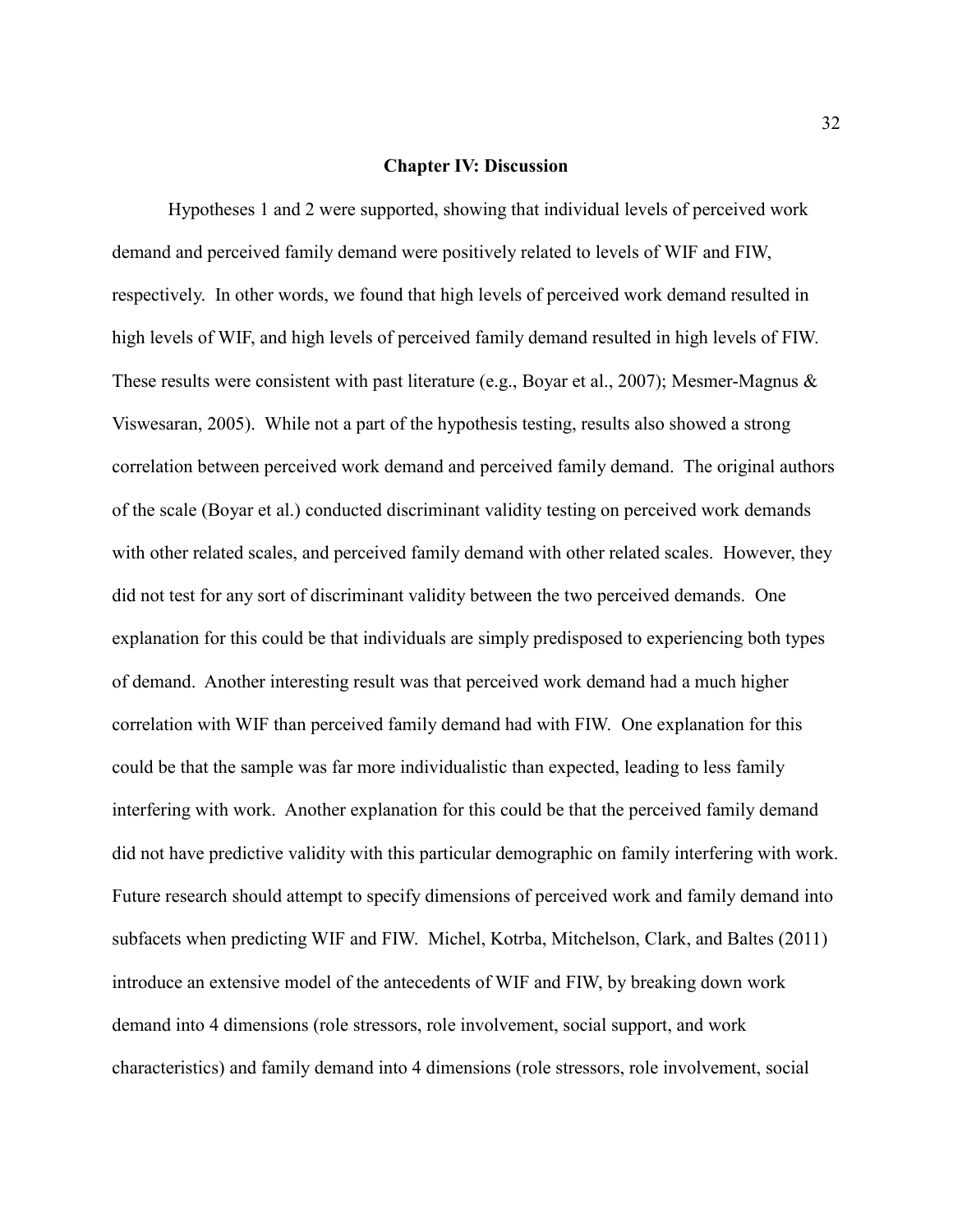## Chapter IV: Discussion

Hypotheses 1 and 2 were supported, showing that individual levels of perceived work demand and perceived family demand were positively related to levels of WIF and FIW, respectively. In other words, we found that high levels of perceived work demand resulted in high levels of WIF, and high levels of perceived family demand resulted in high levels of FIW. These results were consistent with past literature (e.g., Boyar et al., 2007); Mesmer-Magnus & Viswesaran, 2005). While not a part of the hypothesis testing, results also showed a strong correlation between perceived work demand and perceived family demand. The original authors of the scale (Boyar et al.) conducted discriminant validity testing on perceived work demands with other related scales, and perceived family demand with other related scales. However, they did not test for any sort of discriminant validity between the two perceived demands. One explanation for this could be that individuals are simply predisposed to experiencing both types of demand. Another interesting result was that perceived work demand had a much higher correlation with WIF than perceived family demand had with FIW. One explanation for this could be that the sample was far more individualistic than expected, leading to less family interfering with work. Another explanation for this could be that the perceived family demand did not have predictive validity with this particular demographic on family interfering with work. Future research should attempt to specify dimensions of perceived work and family demand into subfacets when predicting WIF and FIW. Michel, Kotrba, Mitchelson, Clark, and Baltes (2011) introduce an extensive model of the antecedents of WIF and FIW, by breaking down work demand into 4 dimensions (role stressors, role involvement, social support, and work characteristics) and family demand into 4 dimensions (role stressors, role involvement, social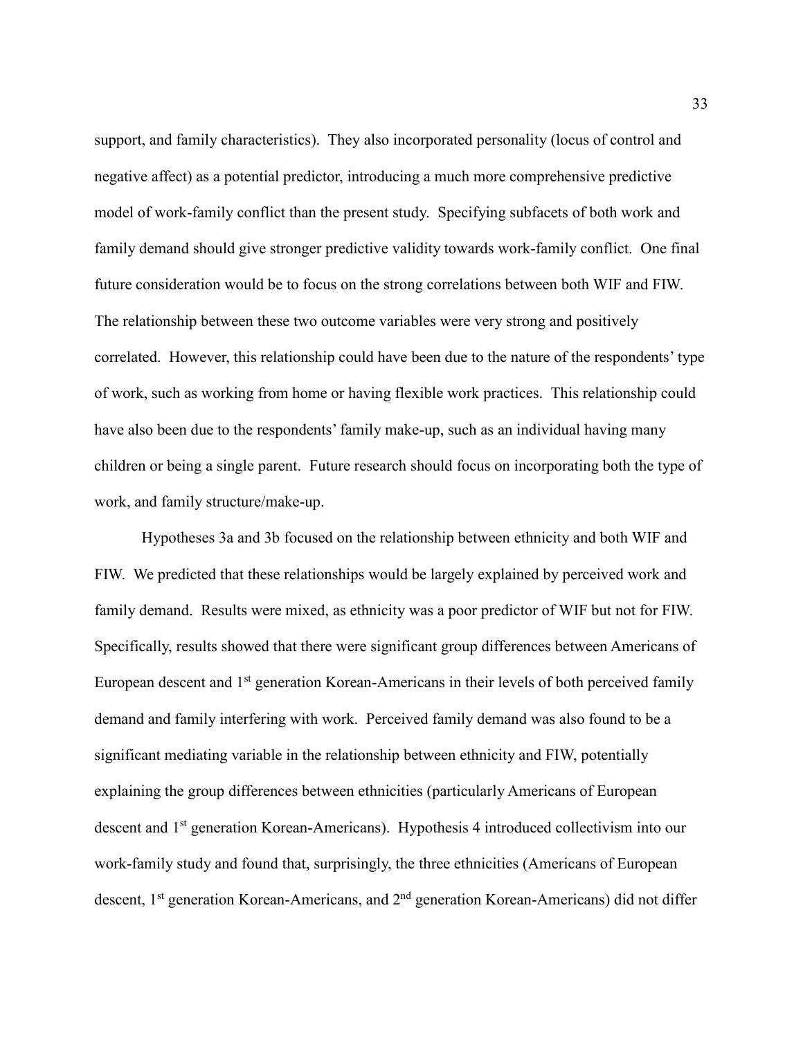support, and family characteristics). They also incorporated personality (locus of control and negative affect) as a potential predictor, introducing a much more comprehensive predictive model of work-family conflict than the present study. Specifying subfacets of both work and family demand should give stronger predictive validity towards work-family conflict. One final future consideration would be to focus on the strong correlations between both WIF and FIW. The relationship between these two outcome variables were very strong and positively correlated. However, this relationship could have been due to the nature of the respondents' type of work, such as working from home or having flexible work practices. This relationship could have also been due to the respondents' family make-up, such as an individual having many children or being a single parent. Future research should focus on incorporating both the type of work, and family structure/make-up.

Hypotheses 3a and 3b focused on the relationship between ethnicity and both WIF and FIW. We predicted that these relationships would be largely explained by perceived work and family demand. Results were mixed, as ethnicity was a poor predictor of WIF but not for FIW. Specifically, results showed that there were significant group differences between Americans of European descent and 1st generation Korean-Americans in their levels of both perceived family demand and family interfering with work. Perceived family demand was also found to be a significant mediating variable in the relationship between ethnicity and FIW, potentially explaining the group differences between ethnicities (particularly Americans of European descent and 1st generation Korean-Americans). Hypothesis 4 introduced collectivism into our work-family study and found that, surprisingly, the three ethnicities (Americans of European descent, 1st generation Korean-Americans, and 2nd generation Korean-Americans) did not differ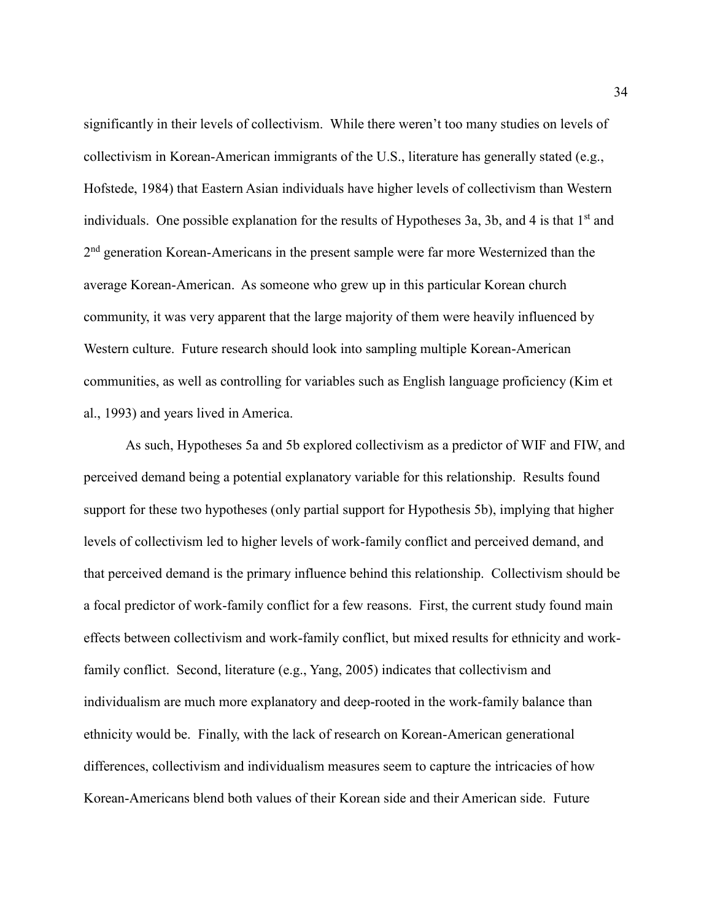significantly in their levels of collectivism. While there weren't too many studies on levels of collectivism in Korean-American immigrants of the U.S., literature has generally stated (e.g., Hofstede, 1984) that Eastern Asian individuals have higher levels of collectivism than Western individuals. One possible explanation for the results of Hypotheses 3a, 3b, and 4 is that 1st and 2nd generation Korean-Americans in the present sample were far more Westernized than the average Korean-American. As someone who grew up in this particular Korean church community, it was very apparent that the large majority of them were heavily influenced by Western culture. Future research should look into sampling multiple Korean-American communities, as well as controlling for variables such as English language proficiency (Kim et al., 1993) and years lived in America.

As such, Hypotheses 5a and 5b explored collectivism as a predictor of WIF and FIW, and perceived demand being a potential explanatory variable for this relationship. Results found support for these two hypotheses (only partial support for Hypothesis 5b), implying that higher levels of collectivism led to higher levels of work-family conflict and perceived demand, and that perceived demand is the primary influence behind this relationship. Collectivism should be a focal predictor of work-family conflict for a few reasons. First, the current study found main effects between collectivism and work-family conflict, but mixed results for ethnicity and work-family conflict. Second, literature (e.g., Yang, 2005) indicates that collectivism and individualism are much more explanatory and deep-rooted in the work-family balance than ethnicity would be. Finally, with the lack of research on Korean-American generational differences, collectivism and individualism measures seem to capture the intricacies of how Korean-Americans blend both values of their Korean side and their American side. Future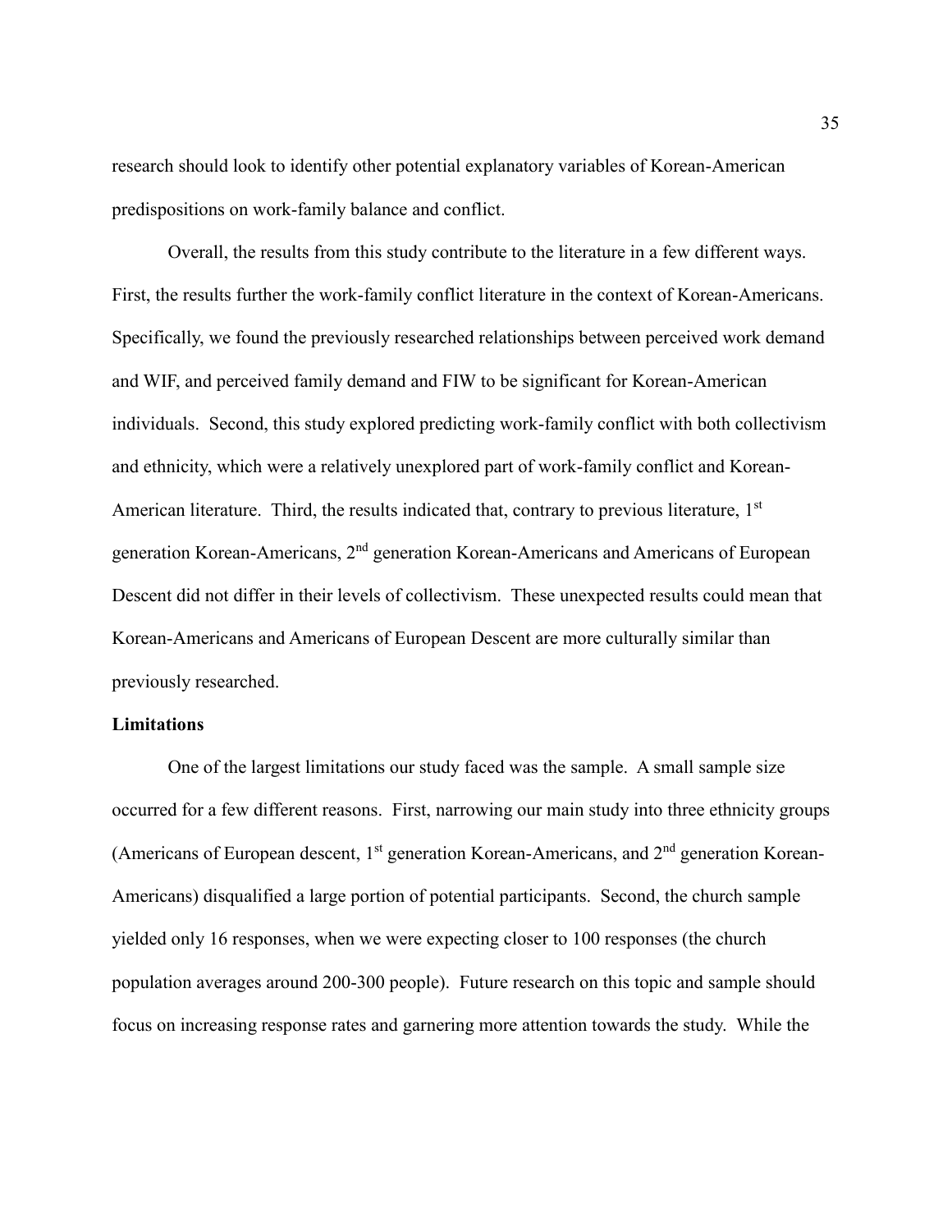research should look to identify other potential explanatory variables of Korean-American predispositions on work-family balance and conflict.

Overall, the results from this study contribute to the literature in a few different ways. First, the results further the work-family conflict literature in the context of Korean-Americans. Specifically, we found the previously researched relationships between perceived work demand and WIF, and perceived family demand and FIW to be significant for Korean-American individuals. Second, this study explored predicting work-family conflict with both collectivism and ethnicity, which were a relatively unexplored part of work-family conflict and Korean-American literature. Third, the results indicated that, contrary to previous literature, 1st generation Korean-Americans, 2nd generation Korean-Americans and Americans of European Descent did not differ in their levels of collectivism. These unexpected results could mean that Korean-Americans and Americans of European Descent are more culturally similar than previously researched.

**Limitations**

One of the largest limitations our study faced was the sample. A small sample size occurred for a few different reasons. First, narrowing our main study into three ethnicity groups (Americans of European descent, 1st generation Korean-Americans, and 2nd generation Korean-Americans) disqualified a large portion of potential participants. Second, the church sample yielded only 16 responses, when we were expecting closer to 100 responses (the church population averages around 200-300 people). Future research on this topic and sample should focus on increasing response rates and garnering more attention towards the study. While the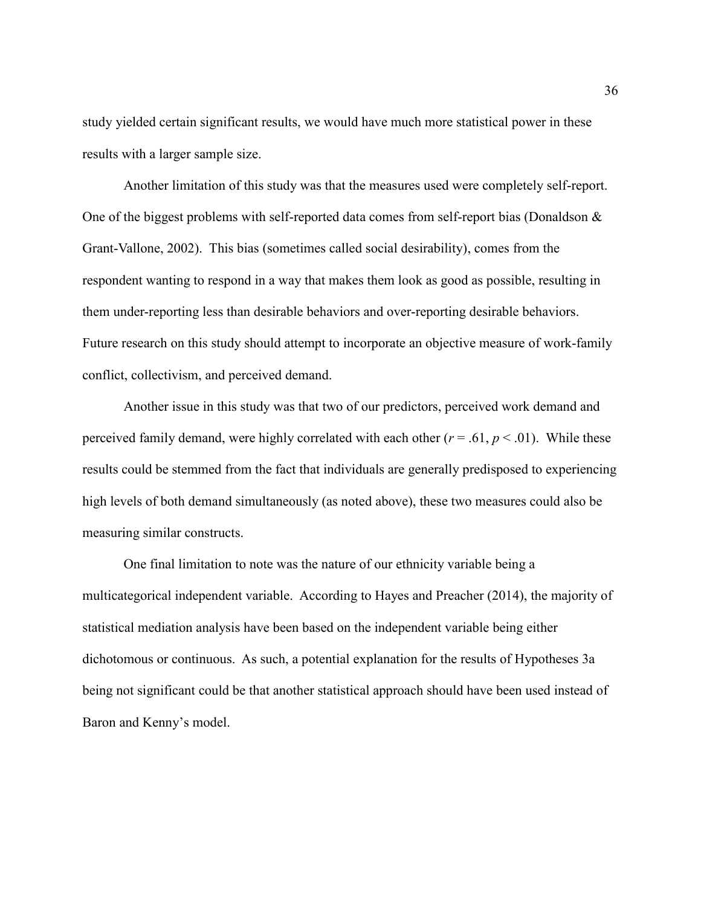study yielded certain significant results, we would have much more statistical power in these results with a larger sample size.

Another limitation of this study was that the measures used were completely self-report. One of the biggest problems with self-reported data comes from self-report bias (Donaldson & Grant-Vallone, 2002). This bias (sometimes called social desirability), comes from the respondent wanting to respond in a way that makes them look as good as possible, resulting in them under-reporting less than desirable behaviors and over-reporting desirable behaviors. Future research on this study should attempt to incorporate an objective measure of work-family conflict, collectivism, and perceived demand.

Another issue in this study was that two of our predictors, perceived work demand and perceived family demand, were highly correlated with each other ($r = .61$, $p < .01$). While these results could be stemmed from the fact that individuals are generally predisposed to experiencing high levels of both demand simultaneously (as noted above), these two measures could also be measuring similar constructs.

One final limitation to note was the nature of our ethnicity variable being a multicategorical independent variable. According to Hayes and Preacher (2014), the majority of statistical mediation analysis have been based on the independent variable being either dichotomous or continuous. As such, a potential explanation for the results of Hypotheses 3a being not significant could be that another statistical approach should have been used instead of Baron and Kenny's model.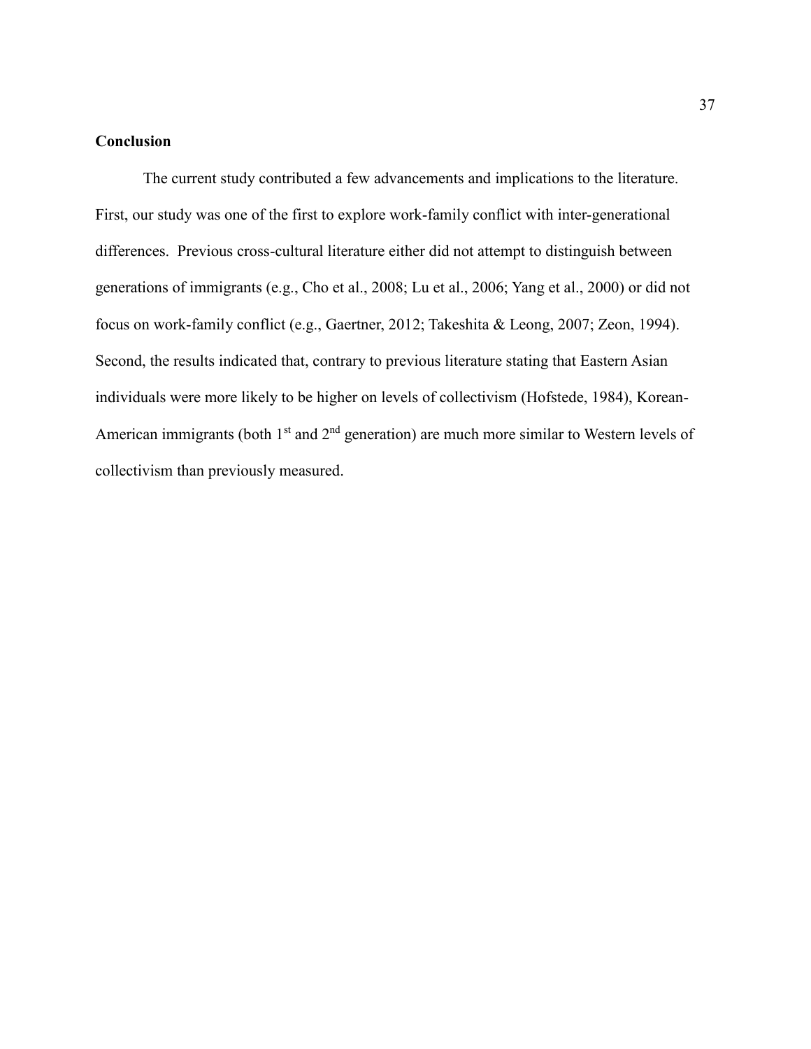**Conclusion**

The current study contributed a few advancements and implications to the literature. First, our study was one of the first to explore work-family conflict with inter-generational differences. Previous cross-cultural literature either did not attempt to distinguish between generations of immigrants (e.g., Cho et al., 2008; Lu et al., 2006; Yang et al., 2000) or did not focus on work-family conflict (e.g., Gaertner, 2012; Takeshita & Leong, 2007; Zeon, 1994). Second, the results indicated that, contrary to previous literature stating that Eastern Asian individuals were more likely to be higher on levels of collectivism (Hofstede, 1984), Korean-American immigrants (both 1st and 2nd generation) are much more similar to Western levels of collectivism than previously measured.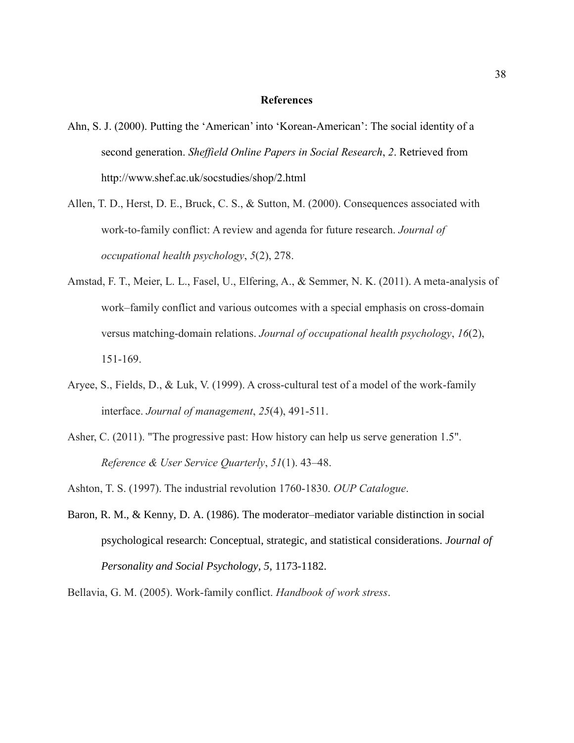# References

Ahn, S. J. (2000). Putting the 'American' into 'Korean-American': The social identity of a second generation. *Sheffield Online Papers in Social Research*, *2*. Retrieved from http://www.shef.ac.uk/socstudies/shop/2.html

Allen, T. D., Herst, D. E., Bruck, C. S., & Sutton, M. (2000). Consequences associated with work-to-family conflict: A review and agenda for future research. *Journal of occupational health psychology*, *5*(2), 278.

Amstad, F. T., Meier, L. L., Fasel, U., Elfering, A., & Semmer, N. K. (2011). A meta-analysis of work–family conflict and various outcomes with a special emphasis on cross-domain versus matching-domain relations. *Journal of occupational health psychology*, *16*(2), 151-169.

Aryee, S., Fields, D., & Luk, V. (1999). A cross-cultural test of a model of the work-family interface. *Journal of management*, *25*(4), 491-511.

Asher, C. (2011). "The progressive past: How history can help us serve generation 1.5". *Reference & User Service Quarterly*, *51*(1). 43–48.

Ashton, T. S. (1997). The industrial revolution 1760-1830. *OUP Catalogue*.

Baron, R. M., & Kenny, D. A. (1986). The moderator–mediator variable distinction in social psychological research: Conceptual, strategic, and statistical considerations. *Journal of Personality and Social Psychology, 5,* 1173-1182.

Bellavia, G. M. (2005). Work-family conflict. *Handbook of work stress*.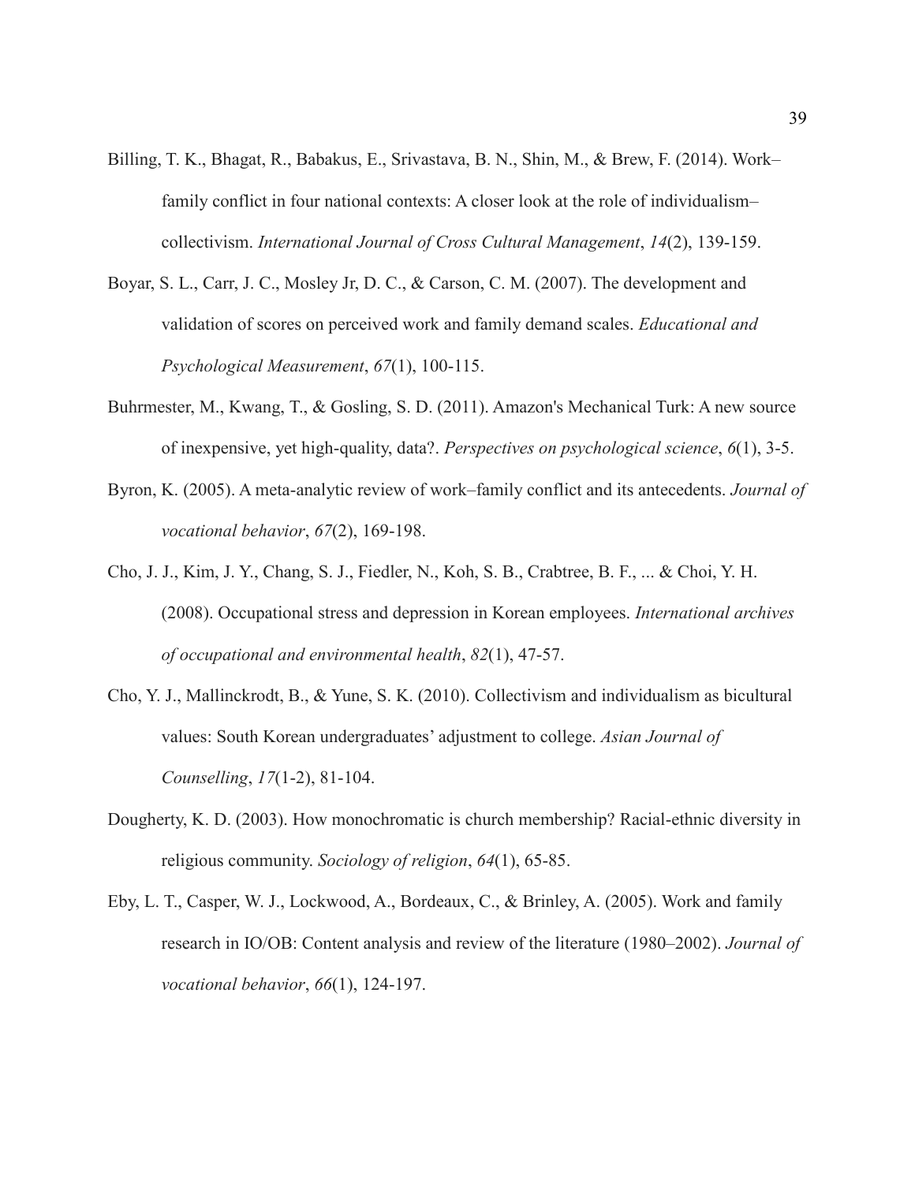Billing, T. K., Bhagat, R., Babakus, E., Srivastava, B. N., Shin, M., & Brew, F. (2014). Work–family conflict in four national contexts: A closer look at the role of individualism–collectivism. *International Journal of Cross Cultural Management*, *14*(2), 139-159.

Boyar, S. L., Carr, J. C., Mosley Jr, D. C., & Carson, C. M. (2007). The development and validation of scores on perceived work and family demand scales. *Educational and Psychological Measurement*, *67*(1), 100-115.

Buhrmester, M., Kwang, T., & Gosling, S. D. (2011). Amazon's Mechanical Turk: A new source of inexpensive, yet high-quality, data?. *Perspectives on psychological science*, *6*(1), 3-5.

Byron, K. (2005). A meta-analytic review of work–family conflict and its antecedents. *Journal of vocational behavior*, *67*(2), 169-198.

Cho, J. J., Kim, J. Y., Chang, S. J., Fiedler, N., Koh, S. B., Crabtree, B. F., ... & Choi, Y. H. (2008). Occupational stress and depression in Korean employees. *International archives of occupational and environmental health*, *82*(1), 47-57.

Cho, Y. J., Mallinckrodt, B., & Yune, S. K. (2010). Collectivism and individualism as bicultural values: South Korean undergraduates' adjustment to college. *Asian Journal of Counselling*, *17*(1-2), 81-104.

Dougherty, K. D. (2003). How monochromatic is church membership? Racial-ethnic diversity in religious community. *Sociology of religion*, *64*(1), 65-85.

Eby, L. T., Casper, W. J., Lockwood, A., Bordeaux, C., & Brinley, A. (2005). Work and family research in IO/OB: Content analysis and review of the literature (1980–2002). *Journal of vocational behavior*, *66*(1), 124-197.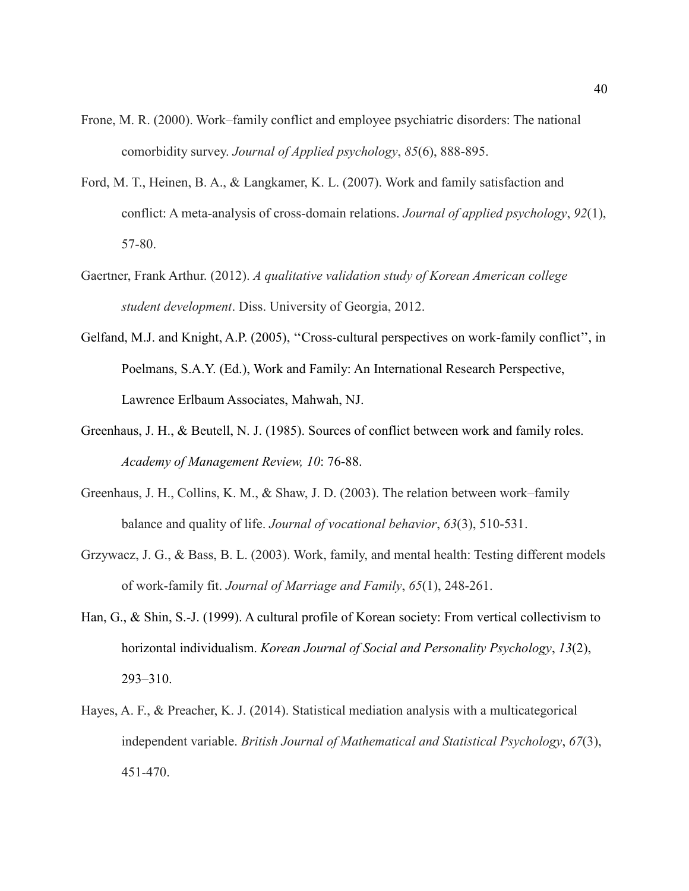Frone, M. R. (2000). Work–family conflict and employee psychiatric disorders: The national comorbidity survey. *Journal of Applied psychology*, *85*(6), 888-895.

Ford, M. T., Heinen, B. A., & Langkamer, K. L. (2007). Work and family satisfaction and conflict: A meta-analysis of cross-domain relations. *Journal of applied psychology*, *92*(1), 57-80.

Gaertner, Frank Arthur. (2012). *A qualitative validation study of Korean American college student development*. Diss. University of Georgia, 2012.

Gelfand, M.J. and Knight, A.P. (2005), ''Cross-cultural perspectives on work-family conflict'', in Poelmans, S.A.Y. (Ed.), Work and Family: An International Research Perspective, Lawrence Erlbaum Associates, Mahwah, NJ.

Greenhaus, J. H., & Beutell, N. J. (1985). Sources of conflict between work and family roles. *Academy of Management Review, 10*: 76-88.

Greenhaus, J. H., Collins, K. M., & Shaw, J. D. (2003). The relation between work–family balance and quality of life. *Journal of vocational behavior*, *63*(3), 510-531.

Grzywacz, J. G., & Bass, B. L. (2003). Work, family, and mental health: Testing different models of work-family fit. *Journal of Marriage and Family*, *65*(1), 248-261.

Han, G., & Shin, S.-J. (1999). A cultural profile of Korean society: From vertical collectivism to horizontal individualism. *Korean Journal of Social and Personality Psychology*, *13*(2), 293–310.

Hayes, A. F., & Preacher, K. J. (2014). Statistical mediation analysis with a multicategorical independent variable. *British Journal of Mathematical and Statistical Psychology*, *67*(3), 451-470.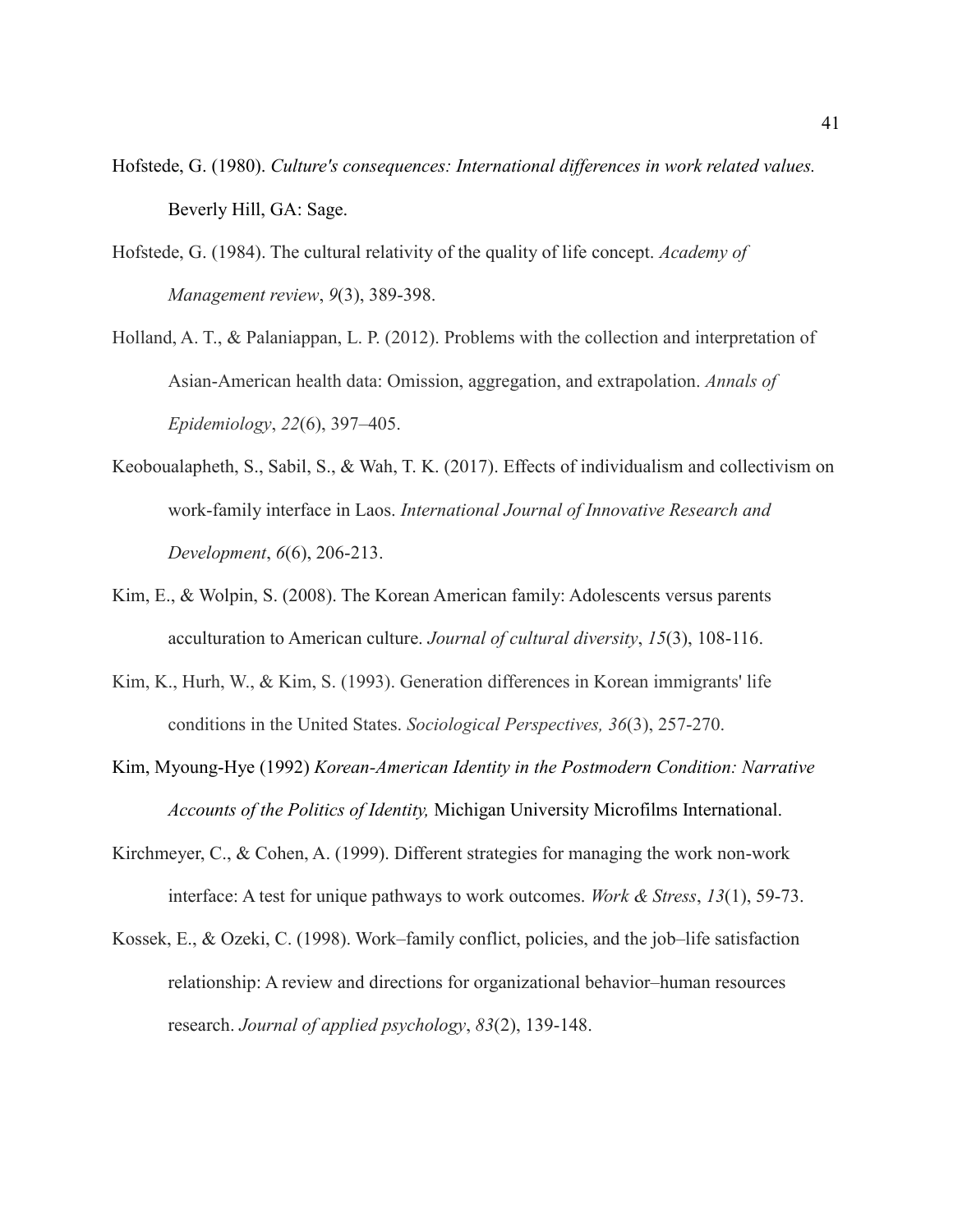Hofstede, G. (1980). *Culture's consequences: International differences in work related values.* Beverly Hill, GA: Sage.

Hofstede, G. (1984). The cultural relativity of the quality of life concept. *Academy of Management review*, *9*(3), 389-398.

Holland, A. T., & Palaniappan, L. P. (2012). Problems with the collection and interpretation of Asian-American health data: Omission, aggregation, and extrapolation. *Annals of Epidemiology*, *22*(6), 397–405.

Keoboualapheth, S., Sabil, S., & Wah, T. K. (2017). Effects of individualism and collectivism on work-family interface in Laos. *International Journal of Innovative Research and Development*, *6*(6), 206-213.

Kim, E., & Wolpin, S. (2008). The Korean American family: Adolescents versus parents acculturation to American culture. *Journal of cultural diversity*, *15*(3), 108-116.

Kim, K., Hurh, W., & Kim, S. (1993). Generation differences in Korean immigrants' life conditions in the United States. *Sociological Perspectives, 36*(3), 257-270.

Kim, Myoung-Hye (1992) *Korean-American Identity in the Postmodern Condition: Narrative Accounts of the Politics of Identity,* Michigan University Microfilms International.

Kirchmeyer, C., & Cohen, A. (1999). Different strategies for managing the work non-work interface: A test for unique pathways to work outcomes. *Work & Stress*, *13*(1), 59-73.

Kossek, E., & Ozeki, C. (1998). Work–family conflict, policies, and the job–life satisfaction relationship: A review and directions for organizational behavior–human resources research. *Journal of applied psychology*, *83*(2), 139-148.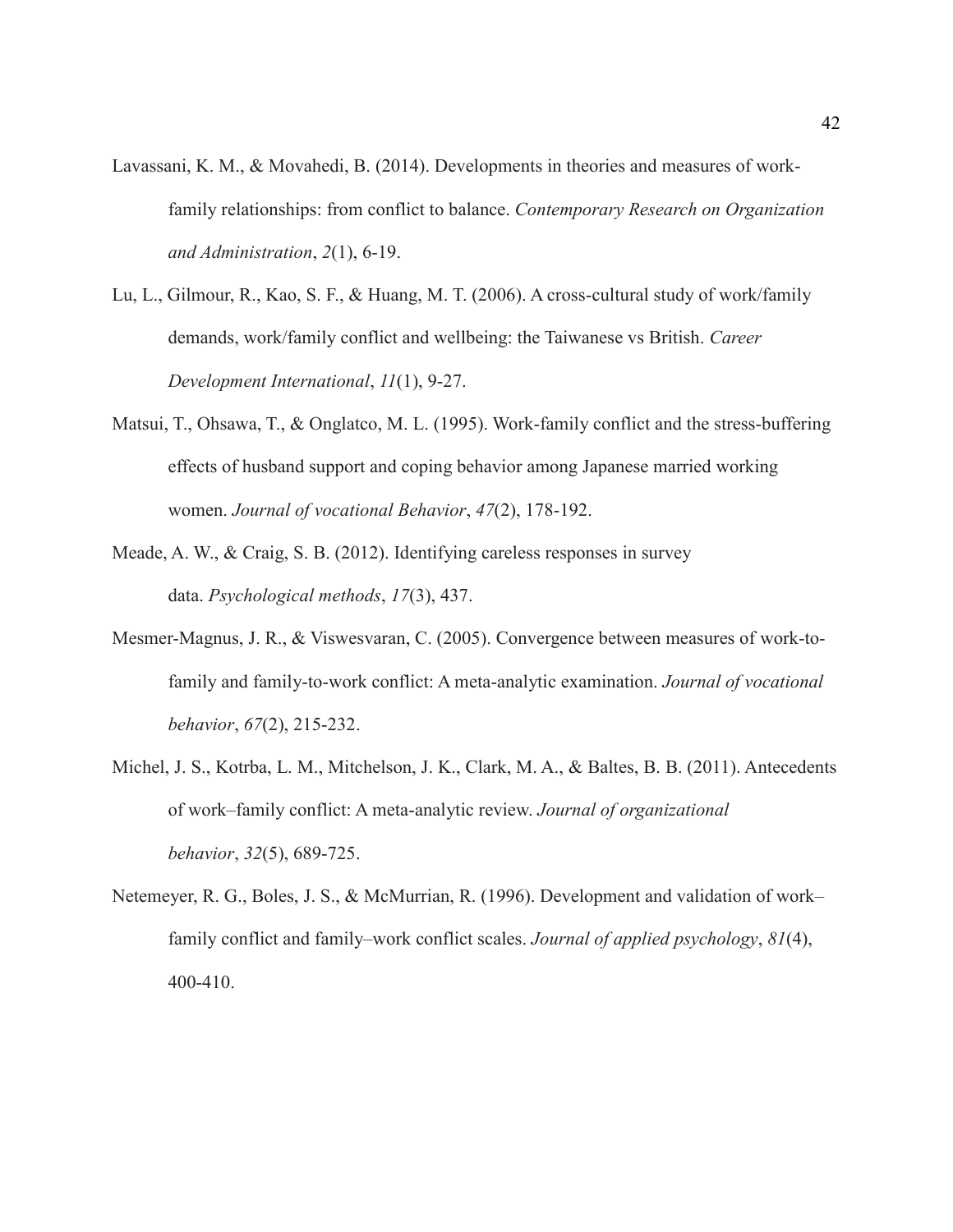Lavassani, K. M., & Movahedi, B. (2014). Developments in theories and measures of work-family relationships: from conflict to balance. *Contemporary Research on Organization and Administration*, *2*(1), 6-19.

Lu, L., Gilmour, R., Kao, S. F., & Huang, M. T. (2006). A cross-cultural study of work/family demands, work/family conflict and wellbeing: the Taiwanese vs British. *Career Development International*, *11*(1), 9-27.

Matsui, T., Ohsawa, T., & Onglatco, M. L. (1995). Work-family conflict and the stress-buffering effects of husband support and coping behavior among Japanese married working women. *Journal of vocational Behavior*, *47*(2), 178-192.

Meade, A. W., & Craig, S. B. (2012). Identifying careless responses in survey data. *Psychological methods*, *17*(3), 437.

Mesmer-Magnus, J. R., & Viswesvaran, C. (2005). Convergence between measures of work-to-family and family-to-work conflict: A meta-analytic examination. *Journal of vocational behavior*, *67*(2), 215-232.

Michel, J. S., Kotrba, L. M., Mitchelson, J. K., Clark, M. A., & Baltes, B. B. (2011). Antecedents of work–family conflict: A meta-analytic review. *Journal of organizational behavior*, *32*(5), 689-725.

Netemeyer, R. G., Boles, J. S., & McMurrian, R. (1996). Development and validation of work–family conflict and family–work conflict scales. *Journal of applied psychology*, *81*(4), 400-410.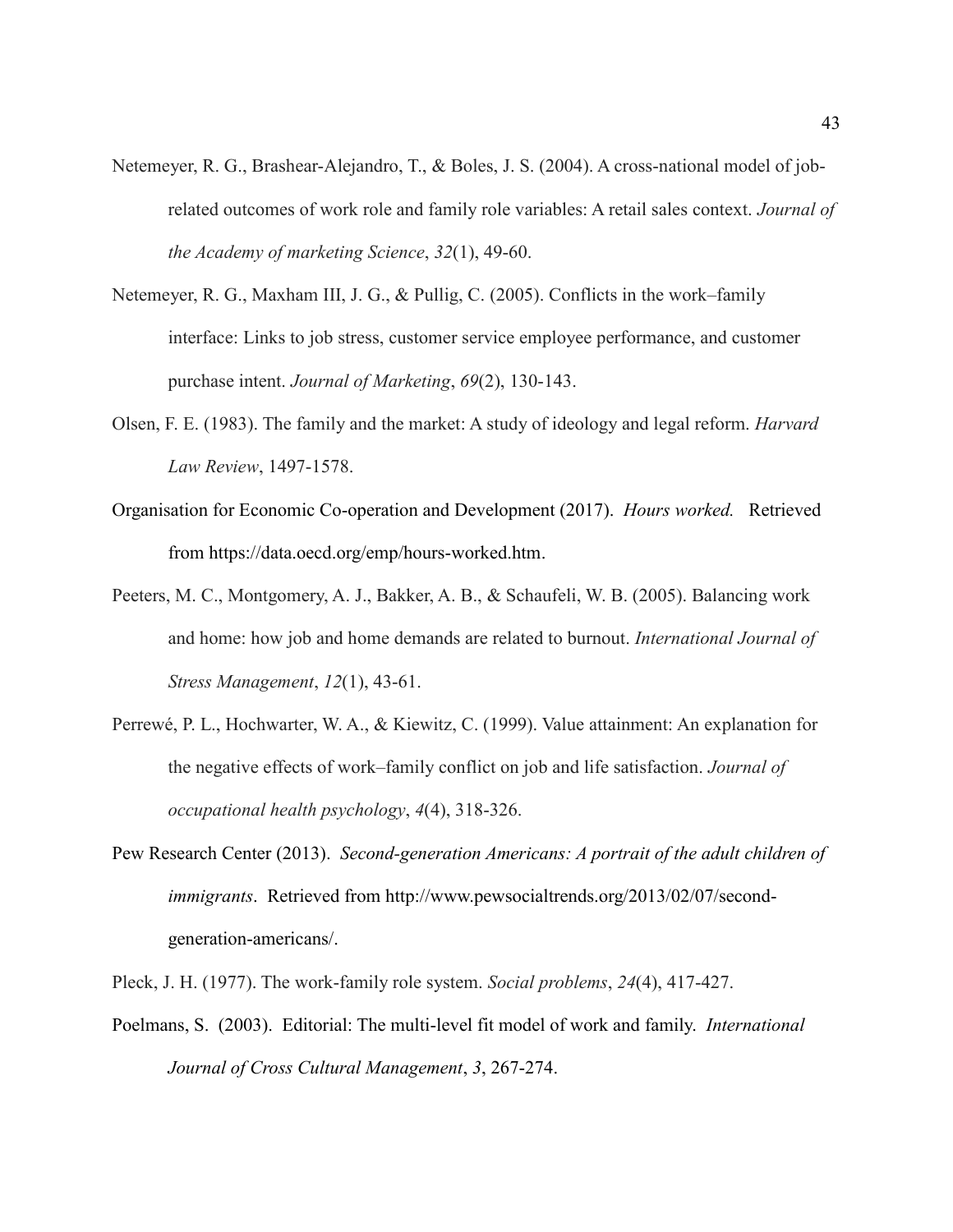Netemeyer, R. G., Brashear-Alejandro, T., & Boles, J. S. (2004). A cross-national model of job-related outcomes of work role and family role variables: A retail sales context. *Journal of the Academy of marketing Science*, *32*(1), 49-60.

Netemeyer, R. G., Maxham III, J. G., & Pullig, C. (2005). Conflicts in the work–family interface: Links to job stress, customer service employee performance, and customer purchase intent. *Journal of Marketing*, *69*(2), 130-143.

Olsen, F. E. (1983). The family and the market: A study of ideology and legal reform. *Harvard Law Review*, 1497-1578.

Organisation for Economic Co-operation and Development (2017). *Hours worked.* Retrieved from https://data.oecd.org/emp/hours-worked.htm.

Peeters, M. C., Montgomery, A. J., Bakker, A. B., & Schaufeli, W. B. (2005). Balancing work and home: how job and home demands are related to burnout. *International Journal of Stress Management*, *12*(1), 43-61.

Perrewé, P. L., Hochwarter, W. A., & Kiewitz, C. (1999). Value attainment: An explanation for the negative effects of work–family conflict on job and life satisfaction. *Journal of occupational health psychology*, *4*(4), 318-326.

Pew Research Center (2013). *Second-generation Americans: A portrait of the adult children of immigrants*. Retrieved from http://www.pewsocialtrends.org/2013/02/07/second-generation-americans/.

Pleck, J. H. (1977). The work-family role system. *Social problems*, *24*(4), 417-427.

Poelmans, S. (2003). Editorial: The multi-level fit model of work and family. *International Journal of Cross Cultural Management*, *3*, 267-274.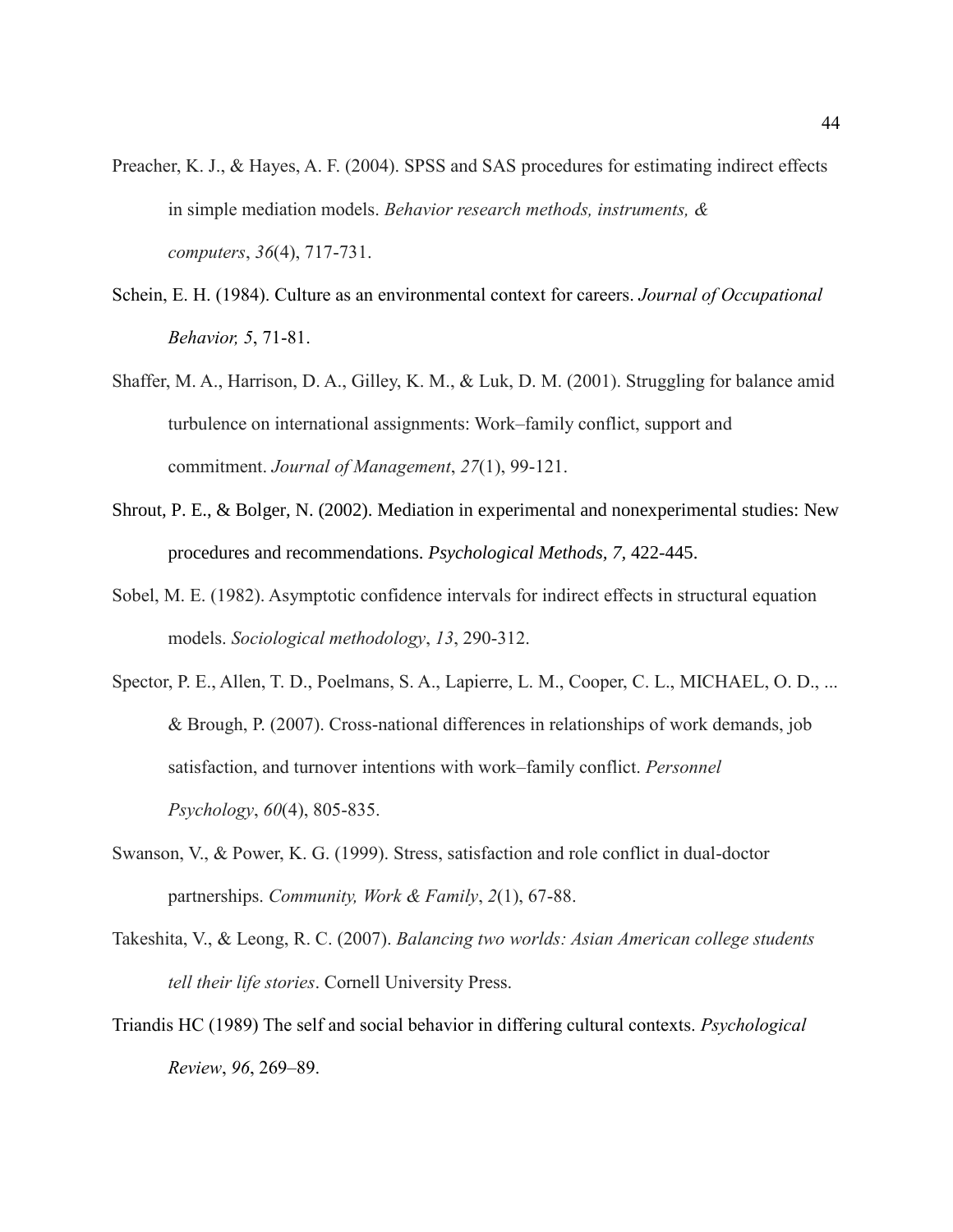Preacher, K. J., & Hayes, A. F. (2004). SPSS and SAS procedures for estimating indirect effects in simple mediation models. *Behavior research methods, instruments, & computers*, *36*(4), 717-731.

Schein, E. H. (1984). Culture as an environmental context for careers. *Journal of Occupational Behavior, 5*, 71-81.

Shaffer, M. A., Harrison, D. A., Gilley, K. M., & Luk, D. M. (2001). Struggling for balance amid turbulence on international assignments: Work–family conflict, support and commitment. *Journal of Management*, *27*(1), 99-121.

Shrout, P. E., & Bolger, N. (2002). Mediation in experimental and nonexperimental studies: New procedures and recommendations. *Psychological Methods, 7,* 422-445.

Sobel, M. E. (1982). Asymptotic confidence intervals for indirect effects in structural equation models. *Sociological methodology*, *13*, 290-312.

Spector, P. E., Allen, T. D., Poelmans, S. A., Lapierre, L. M., Cooper, C. L., MICHAEL, O. D., ... & Brough, P. (2007). Cross‐national differences in relationships of work demands, job satisfaction, and turnover intentions with work–family conflict. *Personnel Psychology*, *60*(4), 805-835.

Swanson, V., & Power, K. G. (1999). Stress, satisfaction and role conflict in dual-doctor partnerships. *Community, Work & Family*, *2*(1), 67-88.

Takeshita, V., & Leong, R. C. (2007). *Balancing two worlds: Asian American college students tell their life stories*. Cornell University Press.

Triandis HC (1989) The self and social behavior in differing cultural contexts. *Psychological Review*, *96*, 269–89.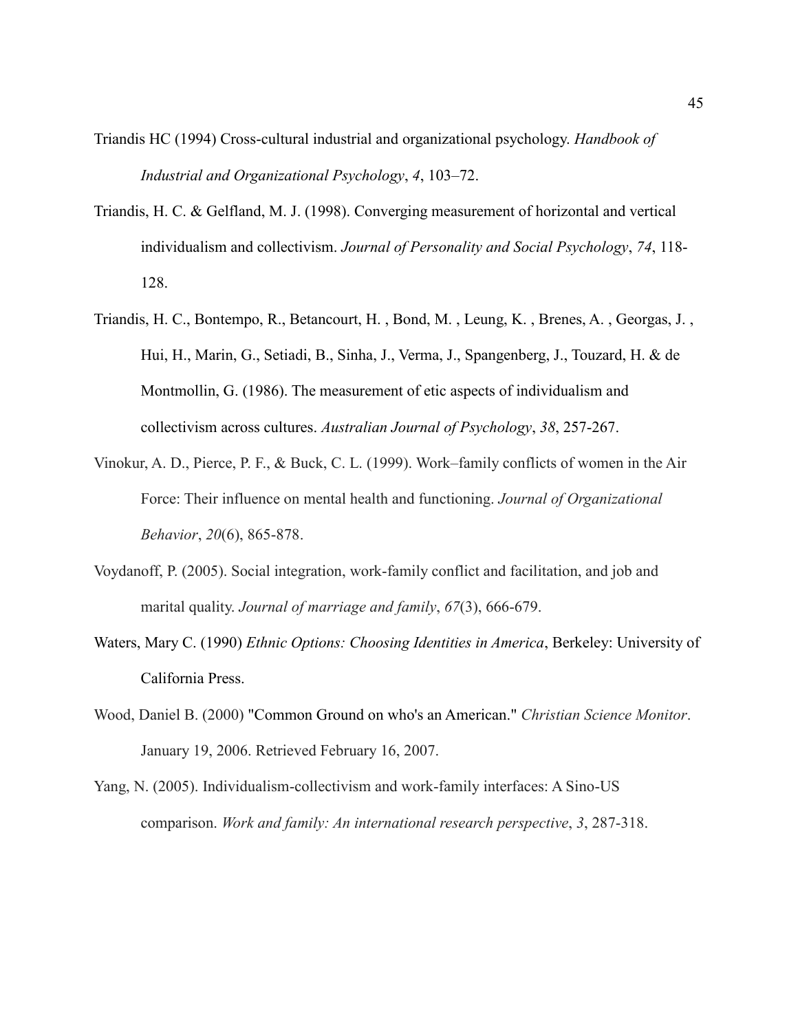Triandis HC (1994) Cross-cultural industrial and organizational psychology. *Handbook of Industrial and Organizational Psychology*, *4*, 103–72.

Triandis, H. C. & Gelfland, M. J. (1998). Converging measurement of horizontal and vertical individualism and collectivism. *Journal of Personality and Social Psychology*, *74*, 118-128.

Triandis, H. C., Bontempo, R., Betancourt, H. , Bond, M. , Leung, K. , Brenes, A. , Georgas, J. , Hui, H., Marin, G., Setiadi, B., Sinha, J., Verma, J., Spangenberg, J., Touzard, H. & de Montmollin, G. (1986). The measurement of etic aspects of individualism and collectivism across cultures. *Australian Journal of Psychology*, *38*, 257-267.

Vinokur, A. D., Pierce, P. F., & Buck, C. L. (1999). Work–family conflicts of women in the Air Force: Their influence on mental health and functioning. *Journal of Organizational Behavior*, *20*(6), 865-878.

Voydanoff, P. (2005). Social integration, work-family conflict and facilitation, and job and marital quality. *Journal of marriage and family*, *67*(3), 666-679.

Waters, Mary C. (1990) *Ethnic Options: Choosing Identities in America*, Berkeley: University of California Press.

Wood, Daniel B. (2000) "Common Ground on who's an American." *Christian Science Monitor*. January 19, 2006. Retrieved February 16, 2007.

Yang, N. (2005). Individualism-collectivism and work-family interfaces: A Sino-US comparison. *Work and family: An international research perspective*, *3*, 287-318.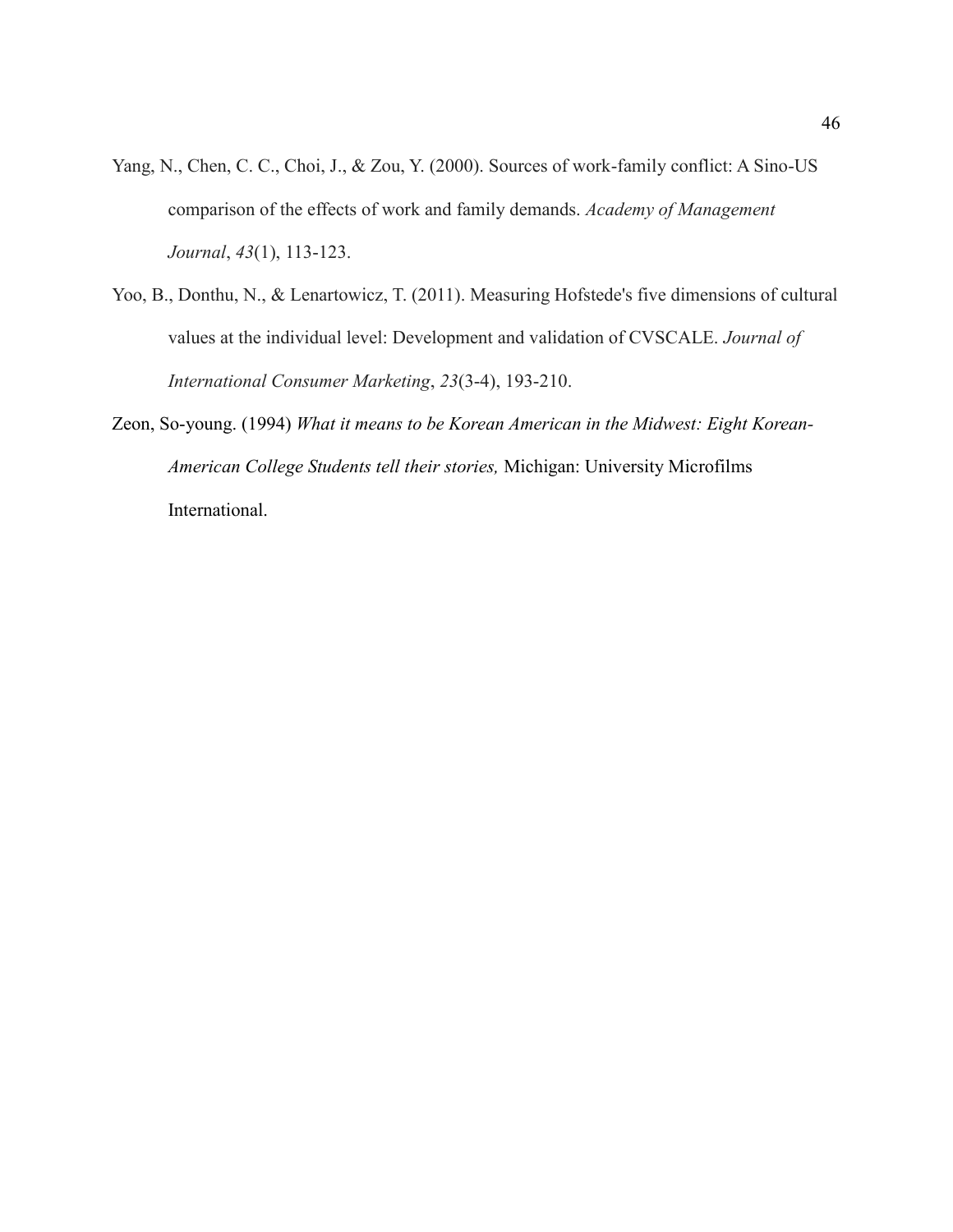Yang, N., Chen, C. C., Choi, J., & Zou, Y. (2000). Sources of work-family conflict: A Sino-US comparison of the effects of work and family demands. *Academy of Management Journal*, *43*(1), 113-123.

Yoo, B., Donthu, N., & Lenartowicz, T. (2011). Measuring Hofstede's five dimensions of cultural values at the individual level: Development and validation of CVSCALE. *Journal of International Consumer Marketing*, *23*(3-4), 193-210.

Zeon, So-young. (1994) *What it means to be Korean American in the Midwest: Eight Korean-American College Students tell their stories,* Michigan: University Microfilms International.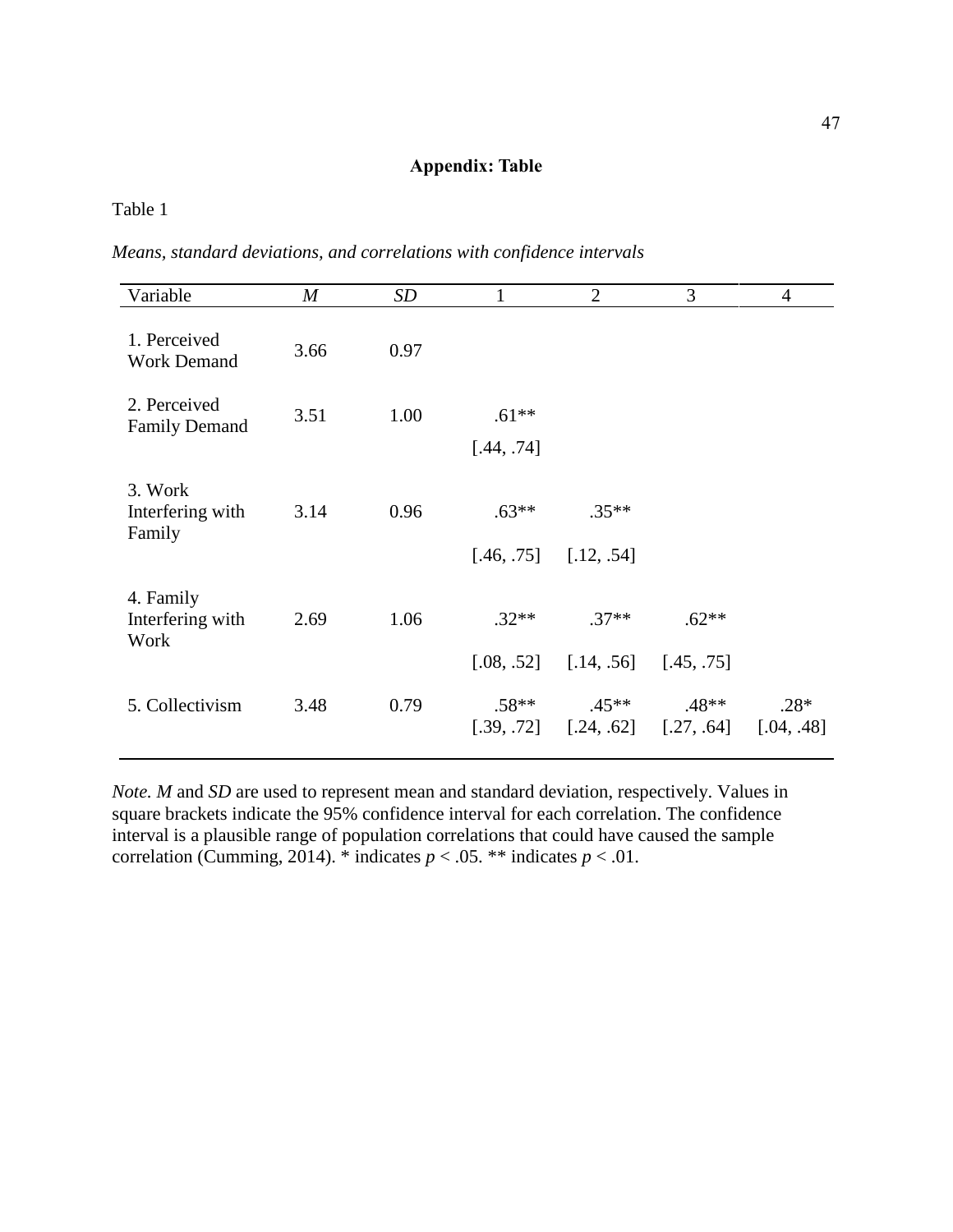**Appendix: Table**

Table 1

*Means, standard deviations, and correlations with confidence intervals*

| Variable | *M* | *SD* | 1 | 2 | 3 | 4 |
|---|---|---|---|---|---|---|
| 1. Perceived Work Demand | 3.66 | 0.97 | | | | |
| 2. Perceived Family Demand | 3.51 | 1.00 | .61** | | | |
| | | | [.44, .74] | | | |
| 3. Work Interfering with Family | 3.14 | 0.96 | .63** | .35** | | |
| | | | [.46, .75] | [.12, .54] | | |
| 4. Family Interfering with Work | 2.69 | 1.06 | .32** | .37** | .62** | |
| | | | [.08, .52] | [.14, .56] | [.45, .75] | |
| 5. Collectivism | 3.48 | 0.79 | .58** | .45** | .48** | .28* |
| | | | [.39, .72] | [.24, .62] | [.27, .64] | [.04, .48] |

*Note. M* and *SD* are used to represent mean and standard deviation, respectively. Values in square brackets indicate the 95% confidence interval for each correlation. The confidence interval is a plausible range of population correlations that could have caused the sample correlation (Cumming, 2014). * indicates $p < .05$. ** indicates $p < .01$.